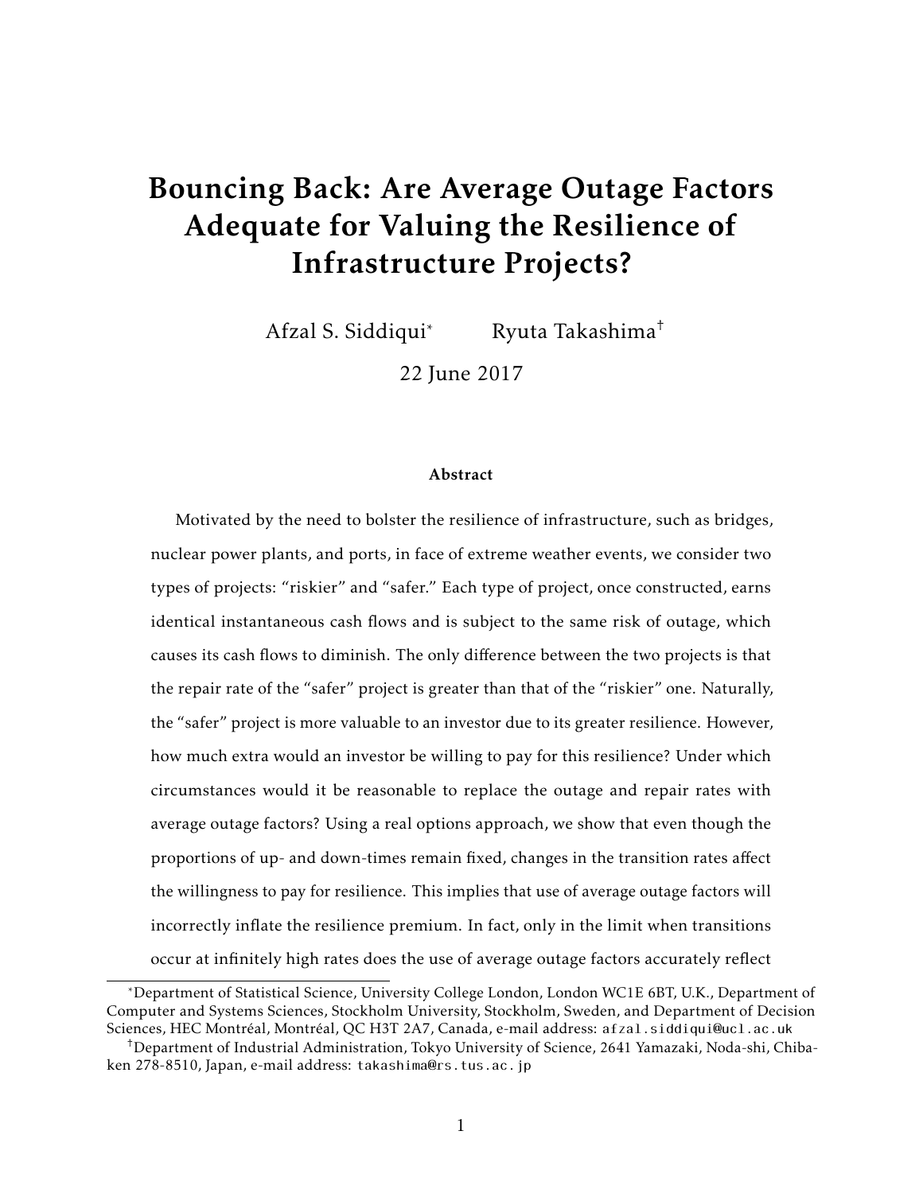# Bouncing Back: Are Average Outage Factors Adequate for Valuing the Resilience of Infrastructure Projects?

Afzal S. Siddiqui[*] Ryuta Takashima[†]

22 June 2017

### Abstract

Motivated by the need to bolster the resilience of infrastructure, such as bridges, nuclear power plants, and ports, in face of extreme weather events, we consider two types of projects: "riskier" and "safer." Each type of project, once constructed, earns identical instantaneous cash flows and is subject to the same risk of outage, which causes its cash flows to diminish. The only difference between the two projects is that the repair rate of the "safer" project is greater than that of the "riskier" one. Naturally, the "safer" project is more valuable to an investor due to its greater resilience. However, how much extra would an investor be willing to pay for this resilience? Under which circumstances would it be reasonable to replace the outage and repair rates with average outage factors? Using a real options approach, we show that even though the proportions of up- and down-times remain fixed, changes in the transition rates affect the willingness to pay for resilience. This implies that use of average outage factors will incorrectly inflate the resilience premium. In fact, only in the limit when transitions occur at infinitely high rates does the use of average outage factors accurately reflect

---

[*] Department of Statistical Science, University College London, London WC1E 6BT, U.K., Department of Computer and Systems Sciences, Stockholm University, Stockholm, Sweden, and Department of Decision Sciences, HEC Montréal, Montréal, QC H3T 2A7, Canada, e-mail address: afzal.siddiqui@ucl.ac.uk

[†] Department of Industrial Administration, Tokyo University of Science, 2641 Yamazaki, Noda-shi, Chiba-ken 278-8510, Japan, e-mail address: takashima@rs.tus.ac.jp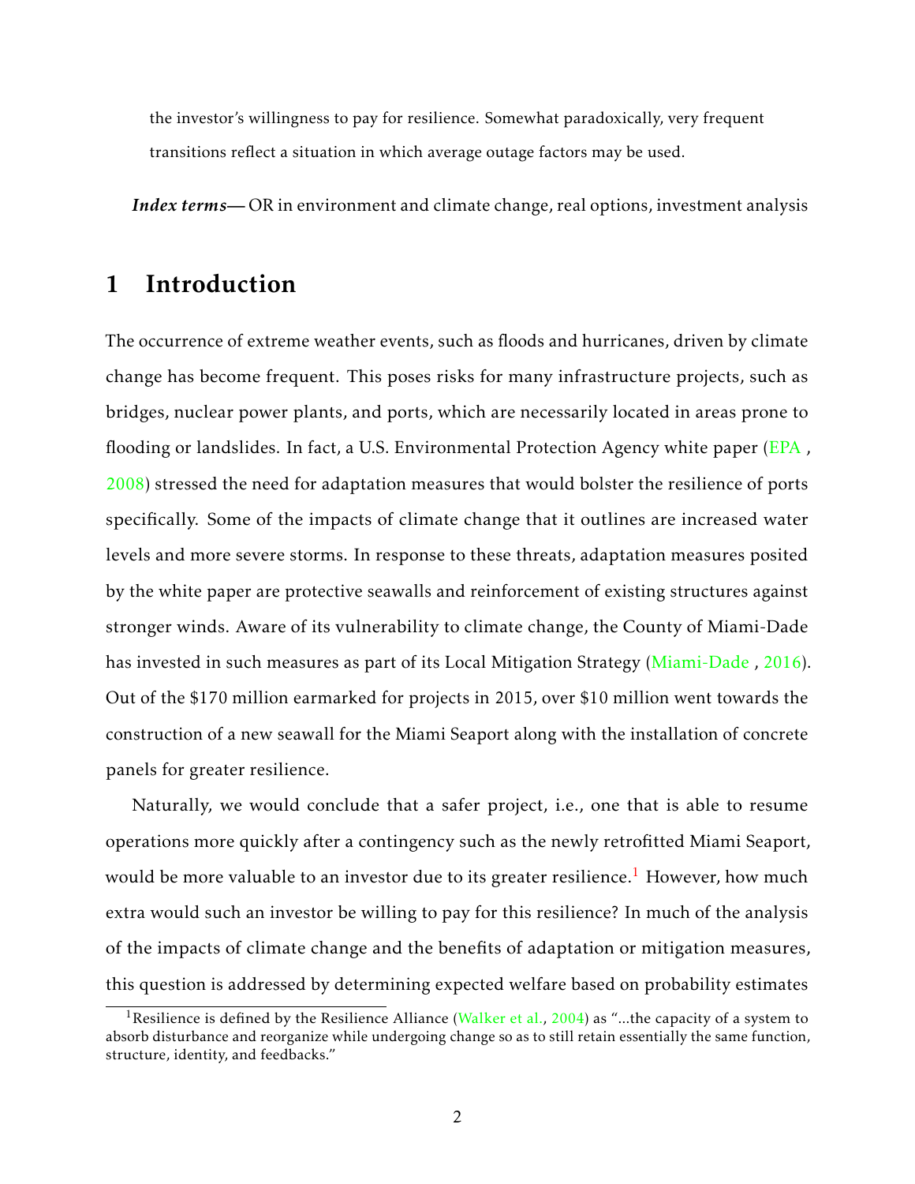the investor's willingness to pay for resilience. Somewhat paradoxically, very frequent transitions reflect a situation in which average outage factors may be used.

***Index terms***— OR in environment and climate change, real options, investment analysis

## 1 Introduction

The occurrence of extreme weather events, such as floods and hurricanes, driven by climate change has become frequent. This poses risks for many infrastructure projects, such as bridges, nuclear power plants, and ports, which are necessarily located in areas prone to flooding or landslides. In fact, a U.S. Environmental Protection Agency white paper (EPA , 2008) stressed the need for adaptation measures that would bolster the resilience of ports specifically. Some of the impacts of climate change that it outlines are increased water levels and more severe storms. In response to these threats, adaptation measures posited by the white paper are protective seawalls and reinforcement of existing structures against stronger winds. Aware of its vulnerability to climate change, the County of Miami-Dade has invested in such measures as part of its Local Mitigation Strategy (Miami-Dade , 2016). Out of the \$170 million earmarked for projects in 2015, over \$10 million went towards the construction of a new seawall for the Miami Seaport along with the installation of concrete panels for greater resilience.

Naturally, we would conclude that a safer project, i.e., one that is able to resume operations more quickly after a contingency such as the newly retrofitted Miami Seaport, would be more valuable to an investor due to its greater resilience.[1] However, how much extra would such an investor be willing to pay for this resilience? In much of the analysis of the impacts of climate change and the benefits of adaptation or mitigation measures, this question is addressed by determining expected welfare based on probability estimates

[1] Resilience is defined by the Resilience Alliance (Walker et al., 2004) as "...the capacity of a system to absorb disturbance and reorganize while undergoing change so as to still retain essentially the same function, structure, identity, and feedbacks."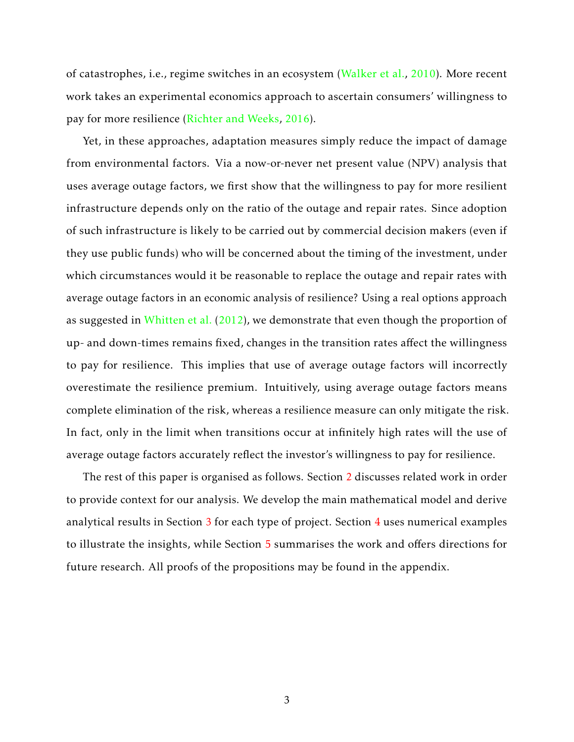of catastrophes, i.e., regime switches in an ecosystem (Walker et al., 2010). More recent work takes an experimental economics approach to ascertain consumers' willingness to pay for more resilience (Richter and Weeks, 2016).

Yet, in these approaches, adaptation measures simply reduce the impact of damage from environmental factors. Via a now-or-never net present value (NPV) analysis that uses average outage factors, we first show that the willingness to pay for more resilient infrastructure depends only on the ratio of the outage and repair rates. Since adoption of such infrastructure is likely to be carried out by commercial decision makers (even if they use public funds) who will be concerned about the timing of the investment, under which circumstances would it be reasonable to replace the outage and repair rates with average outage factors in an economic analysis of resilience? Using a real options approach as suggested in Whitten et al. (2012), we demonstrate that even though the proportion of up- and down-times remains fixed, changes in the transition rates affect the willingness to pay for resilience. This implies that use of average outage factors will incorrectly overestimate the resilience premium. Intuitively, using average outage factors means complete elimination of the risk, whereas a resilience measure can only mitigate the risk. In fact, only in the limit when transitions occur at infinitely high rates will the use of average outage factors accurately reflect the investor's willingness to pay for resilience.

The rest of this paper is organised as follows. Section 2 discusses related work in order to provide context for our analysis. We develop the main mathematical model and derive analytical results in Section 3 for each type of project. Section 4 uses numerical examples to illustrate the insights, while Section 5 summarises the work and offers directions for future research. All proofs of the propositions may be found in the appendix.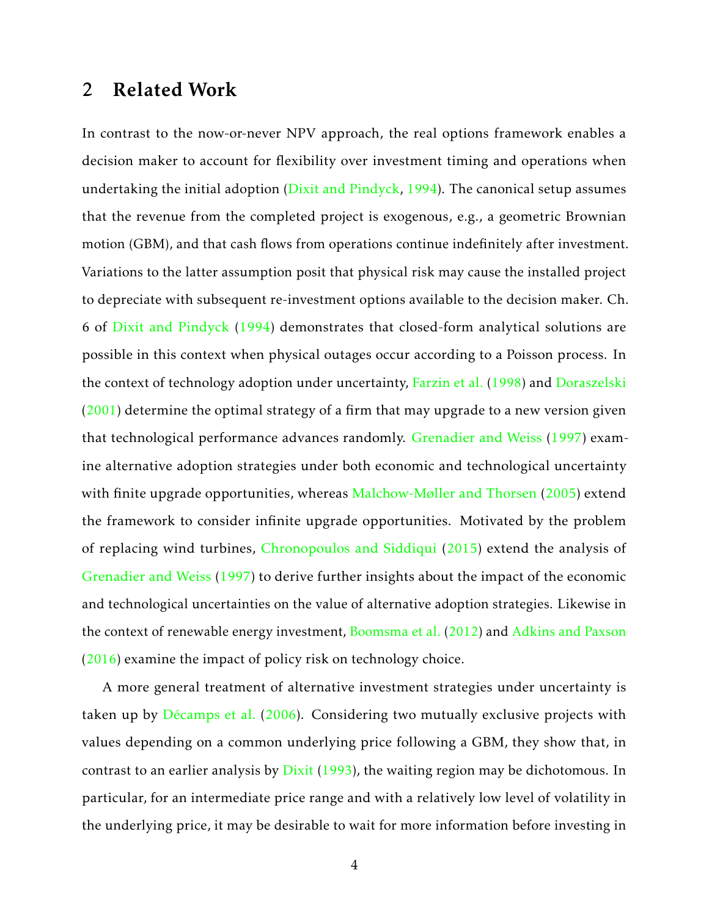## 2 Related Work

In contrast to the now-or-never NPV approach, the real options framework enables a decision maker to account for flexibility over investment timing and operations when undertaking the initial adoption (Dixit and Pindyck, 1994). The canonical setup assumes that the revenue from the completed project is exogenous, e.g., a geometric Brownian motion (GBM), and that cash flows from operations continue indefinitely after investment. Variations to the latter assumption posit that physical risk may cause the installed project to depreciate with subsequent re-investment options available to the decision maker. Ch. 6 of Dixit and Pindyck (1994) demonstrates that closed-form analytical solutions are possible in this context when physical outages occur according to a Poisson process. In the context of technology adoption under uncertainty, Farzin et al. (1998) and Doraszelski (2001) determine the optimal strategy of a firm that may upgrade to a new version given that technological performance advances randomly. Grenadier and Weiss (1997) examine alternative adoption strategies under both economic and technological uncertainty with finite upgrade opportunities, whereas Malchow-Møller and Thorsen (2005) extend the framework to consider infinite upgrade opportunities. Motivated by the problem of replacing wind turbines, Chronopoulos and Siddiqui (2015) extend the analysis of Grenadier and Weiss (1997) to derive further insights about the impact of the economic and technological uncertainties on the value of alternative adoption strategies. Likewise in the context of renewable energy investment, Boomsma et al. (2012) and Adkins and Paxson (2016) examine the impact of policy risk on technology choice.

A more general treatment of alternative investment strategies under uncertainty is taken up by Décamps et al. (2006). Considering two mutually exclusive projects with values depending on a common underlying price following a GBM, they show that, in contrast to an earlier analysis by Dixit (1993), the waiting region may be dichotomous. In particular, for an intermediate price range and with a relatively low level of volatility in the underlying price, it may be desirable to wait for more information before investing in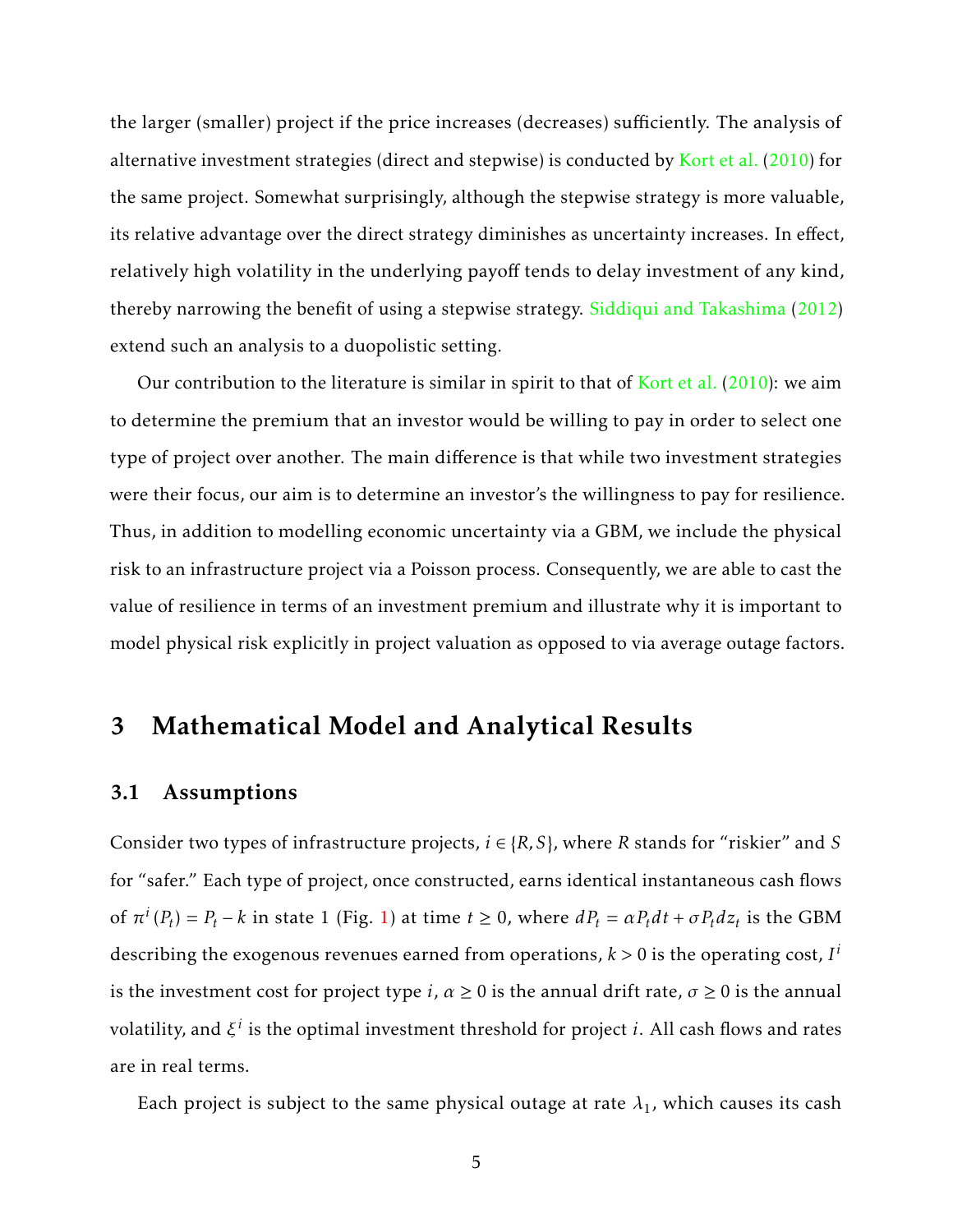the larger (smaller) project if the price increases (decreases) sufficiently. The analysis of alternative investment strategies (direct and stepwise) is conducted by Kort et al. (2010) for the same project. Somewhat surprisingly, although the stepwise strategy is more valuable, its relative advantage over the direct strategy diminishes as uncertainty increases. In effect, relatively high volatility in the underlying payoff tends to delay investment of any kind, thereby narrowing the benefit of using a stepwise strategy. Siddiqui and Takashima (2012) extend such an analysis to a duopolistic setting.

Our contribution to the literature is similar in spirit to that of Kort et al. (2010): we aim to determine the premium that an investor would be willing to pay in order to select one type of project over another. The main difference is that while two investment strategies were their focus, our aim is to determine an investor's the willingness to pay for resilience. Thus, in addition to modelling economic uncertainty via a GBM, we include the physical risk to an infrastructure project via a Poisson process. Consequently, we are able to cast the value of resilience in terms of an investment premium and illustrate why it is important to model physical risk explicitly in project valuation as opposed to via average outage factors.

# 3 Mathematical Model and Analytical Results

## 3.1 Assumptions

Consider two types of infrastructure projects, $i \in \{R, S\}$, where $R$ stands for "riskier" and $S$ for "safer." Each type of project, once constructed, earns identical instantaneous cash flows of $\pi^i(P_t) = P_t - k$ in state 1 (Fig. 1) at time $t \geq 0$, where $dP_t = \alpha P_t dt + \sigma P_t dz_t$ is the GBM describing the exogenous revenues earned from operations, $k > 0$ is the operating cost, $I^i$ is the investment cost for project type $i$, $\alpha \geq 0$ is the annual drift rate, $\sigma \geq 0$ is the annual volatility, and $\xi^i$ is the optimal investment threshold for project $i$. All cash flows and rates are in real terms.

Each project is subject to the same physical outage at rate $\lambda_1$, which causes its cash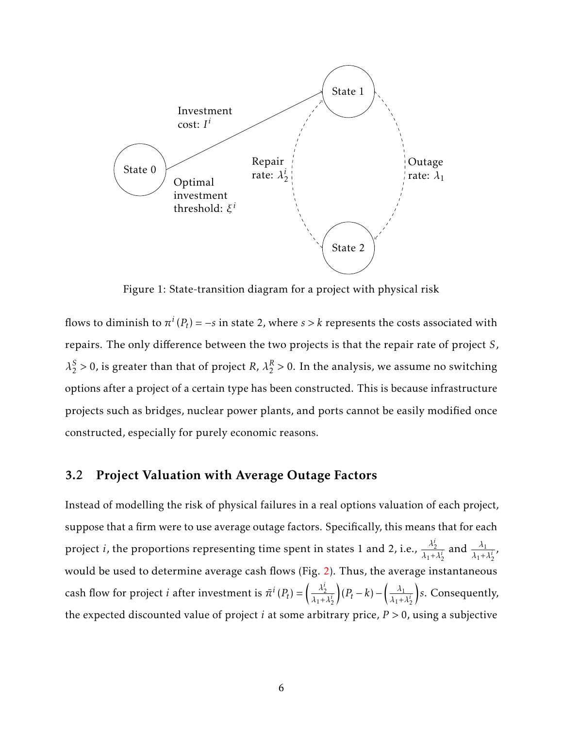Figure 1: State-transition diagram for a project with physical risk

flows to diminish to $\pi^i(P_t) = -s$ in state 2, where $s > k$ represents the costs associated with repairs. The only difference between the two projects is that the repair rate of project $S$, $\lambda_2^S > 0$, is greater than that of project $R$, $\lambda_2^R > 0$. In the analysis, we assume no switching options after a project of a certain type has been constructed. This is because infrastructure projects such as bridges, nuclear power plants, and ports cannot be easily modified once constructed, especially for purely economic reasons.

## 3.2 Project Valuation with Average Outage Factors

Instead of modelling the risk of physical failures in a real options valuation of each project, suppose that a firm were to use average outage factors. Specifically, this means that for each project $i$, the proportions representing time spent in states 1 and 2, i.e., $\frac{\lambda_2^i}{\lambda_1+\lambda_2^i}$ and $\frac{\lambda_1}{\lambda_1+\lambda_2^i}$, would be used to determine average cash flows (Fig. 2). Thus, the average instantaneous cash flow for project $i$ after investment is $\bar{\pi}^i(P_t) = \left(\frac{\lambda_2^i}{\lambda_1+\lambda_2^i}\right)(P_t - k) - \left(\frac{\lambda_1}{\lambda_1+\lambda_2^i}\right)s$. Consequently, the expected discounted value of project $i$ at some arbitrary price, $P > 0$, using a subjective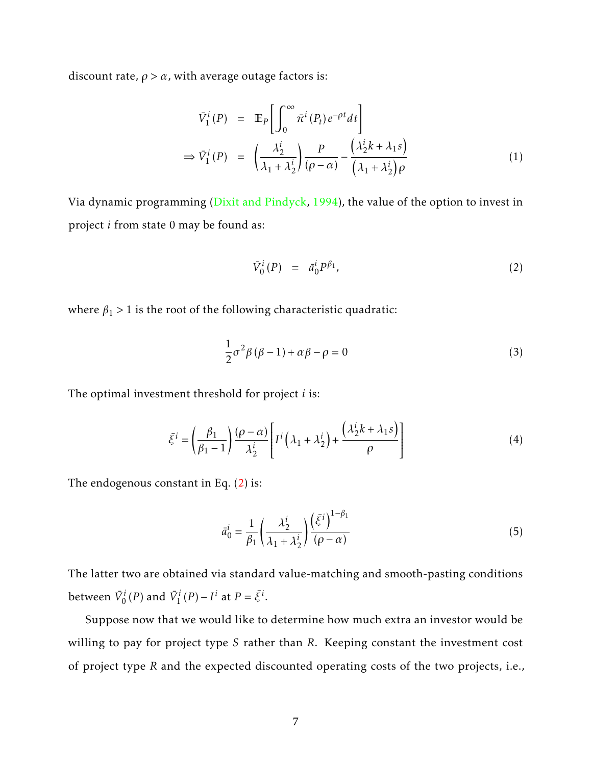discount rate, $\rho > \alpha$, with average outage factors is:

$$\begin{aligned}
\bar{V}_1^i(P) &= \mathbb{E}_P\left[\int_0^\infty \bar{\pi}^i(P_t)\, e^{-\rho t}\, dt\right] \\
\Rightarrow \bar{V}_1^i(P) &= \left(\frac{\lambda_2^i}{\lambda_1 + \lambda_2^i}\right)\frac{P}{(\rho - \alpha)} - \frac{\left(\lambda_2^i k + \lambda_1 s\right)}{\left(\lambda_1 + \lambda_2^i\right)\rho} \qquad (1)
\end{aligned}$$

Via dynamic programming (Dixit and Pindyck, 1994), the value of the option to invest in project $i$ from state 0 may be found as:

$$\bar{V}_0^i(P) = \bar{a}_0^i P^{\beta_1}, \qquad (2)$$

where $\beta_1 > 1$ is the root of the following characteristic quadratic:

$$\frac{1}{2}\sigma^2\beta(\beta - 1) + \alpha\beta - \rho = 0 \qquad (3)$$

The optimal investment threshold for project $i$ is:

$$\bar{\xi}^i = \left(\frac{\beta_1}{\beta_1 - 1}\right)\frac{(\rho - \alpha)}{\lambda_2^i}\left[I^i\left(\lambda_1 + \lambda_2^i\right) + \frac{\left(\lambda_2^i k + \lambda_1 s\right)}{\rho}\right] \qquad (4)$$

The endogenous constant in Eq. (2) is:

$$\bar{a}_0^i = \frac{1}{\beta_1}\left(\frac{\lambda_2^i}{\lambda_1 + \lambda_2^i}\right)\frac{\left(\bar{\xi}^i\right)^{1-\beta_1}}{(\rho - \alpha)} \qquad (5)$$

The latter two are obtained via standard value-matching and smooth-pasting conditions between $\bar{V}_0^i(P)$ and $\bar{V}_1^i(P) - I^i$ at $P = \bar{\xi}^i$.

Suppose now that we would like to determine how much extra an investor would be willing to pay for project type $S$ rather than $R$. Keeping constant the investment cost of project type $R$ and the expected discounted operating costs of the two projects, i.e.,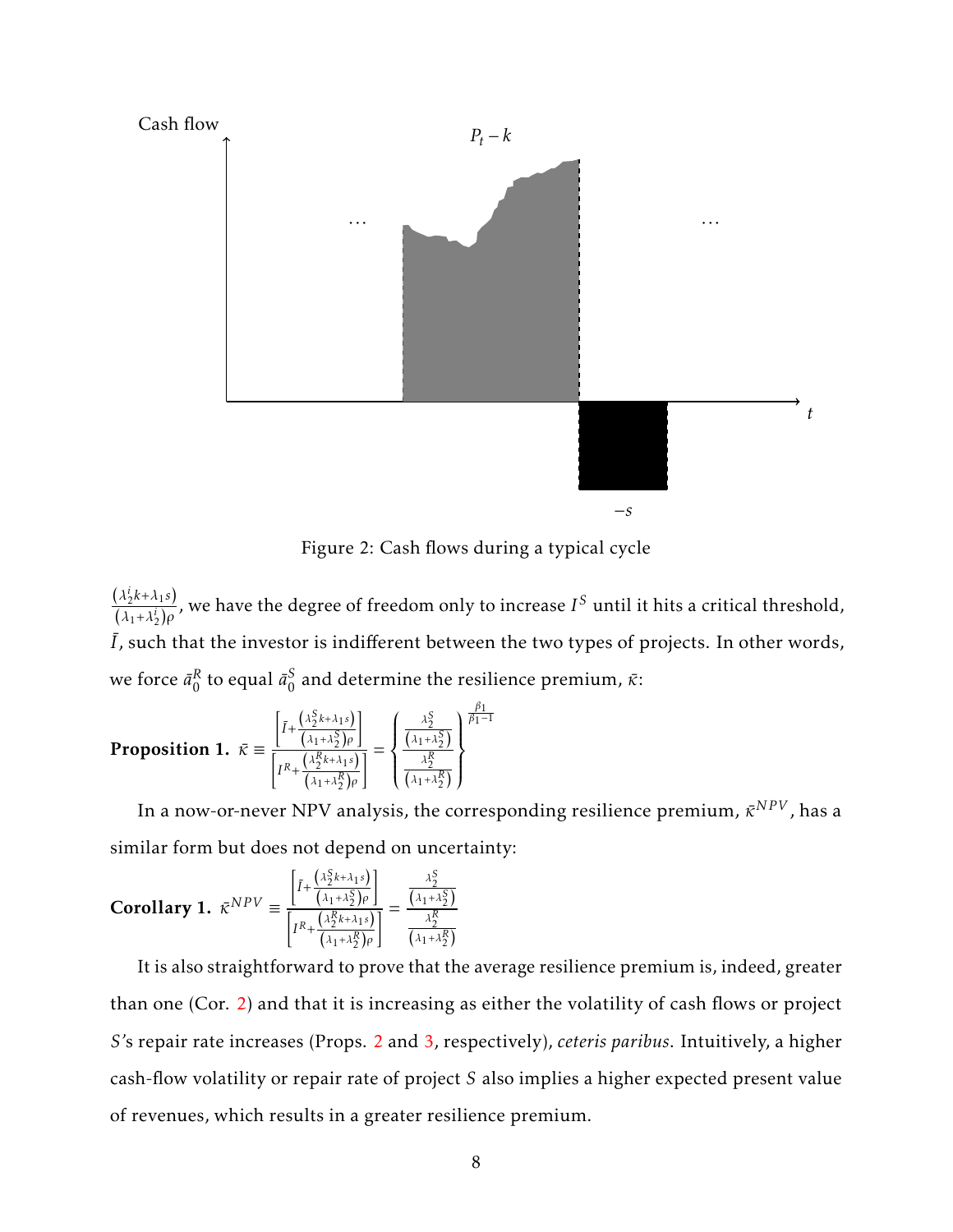Figure 2: Cash flows during a typical cycle

$\frac{(\lambda_2^i k+\lambda_1 s)}{(\lambda_1+\lambda_2^i)\rho}$, we have the degree of freedom only to increase $I^S$ until it hits a critical threshold, $\bar{I}$, such that the investor is indifferent between the two types of projects. In other words, we force $\bar{a}_0^R$ to equal $\bar{a}_0^S$ and determine the resilience premium, $\bar{\kappa}$:

**Proposition 1.** $\bar{\kappa} \equiv \frac{\left[\bar{I}+\frac{(\lambda_2^S k+\lambda_1 s)}{(\lambda_1+\lambda_2^S)\rho}\right]}{\left[I^R+\frac{(\lambda_2^R k+\lambda_1 s)}{(\lambda_1+\lambda_2^R)\rho}\right]} = \left\{\frac{\frac{\lambda_2^S}{(\lambda_1+\lambda_2^S)}}{\frac{\lambda_2^R}{(\lambda_1+\lambda_2^R)}}\right\}^{\frac{\beta_1}{\beta_1-1}}$

In a now-or-never NPV analysis, the corresponding resilience premium, $\bar{\kappa}^{NPV}$, has a similar form but does not depend on uncertainty:

**Corollary 1.** $\bar{\kappa}^{NPV} \equiv \frac{\left[\bar{I}+\frac{(\lambda_2^S k+\lambda_1 s)}{(\lambda_1+\lambda_2^S)\rho}\right]}{\left[I^R+\frac{(\lambda_2^R k+\lambda_1 s)}{(\lambda_1+\lambda_2^R)\rho}\right]} = \frac{\frac{\lambda_2^S}{(\lambda_1+\lambda_2^S)}}{\frac{\lambda_2^R}{(\lambda_1+\lambda_2^R)}}$

It is also straightforward to prove that the average resilience premium is, indeed, greater than one (Cor. 2) and that it is increasing as either the volatility of cash flows or project $S$'s repair rate increases (Props. 2 and 3, respectively), *ceteris paribus*. Intuitively, a higher cash-flow volatility or repair rate of project $S$ also implies a higher expected present value of revenues, which results in a greater resilience premium.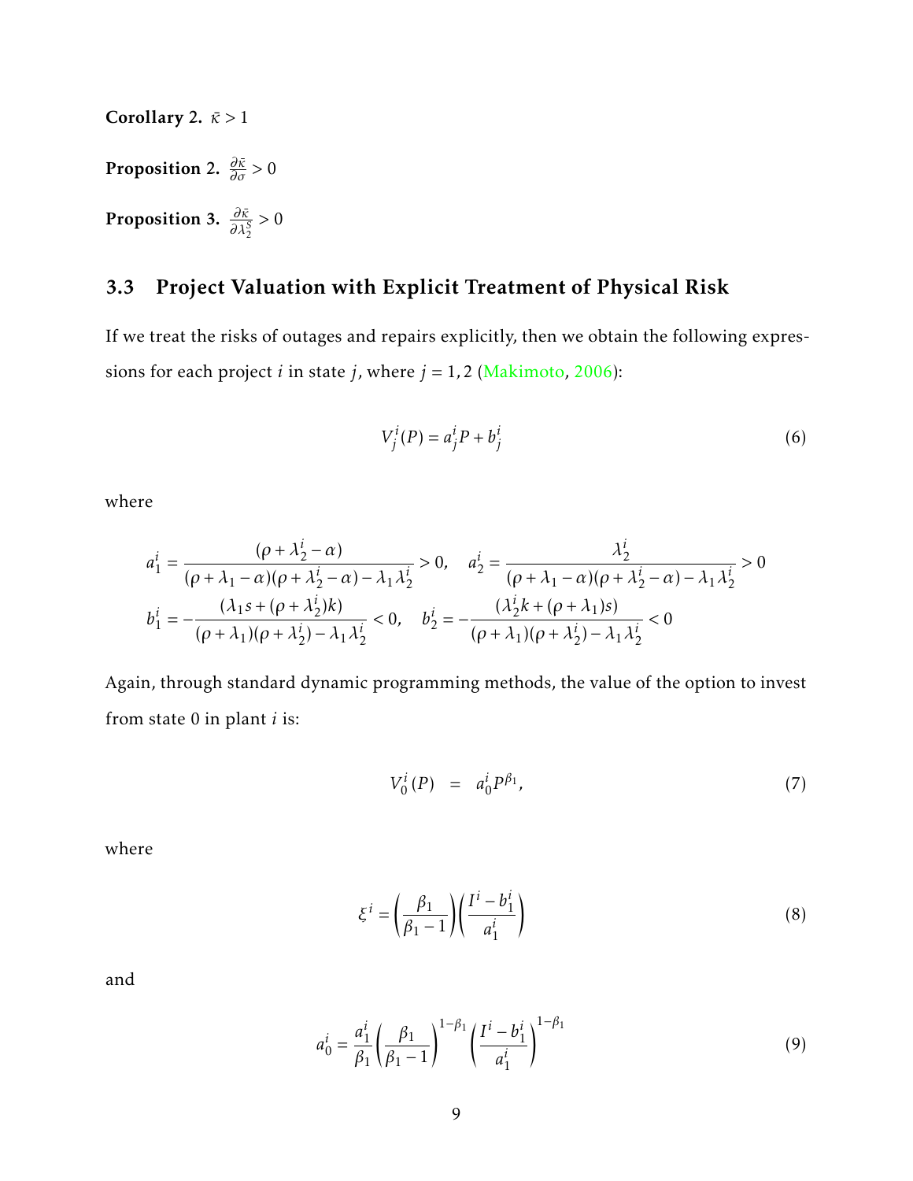**Corollary 2.** $\bar{\kappa} > 1$

**Proposition 2.** $\frac{\partial \bar{\kappa}}{\partial \sigma} > 0$

**Proposition 3.** $\frac{\partial \bar{\kappa}}{\partial \lambda_2^S} > 0$

### 3.3 Project Valuation with Explicit Treatment of Physical Risk

If we treat the risks of outages and repairs explicitly, then we obtain the following expressions for each project $i$ in state $j$, where $j = 1, 2$ (Makimoto, 2006):

$$V_j^i(P) = a_j^i P + b_j^i \tag{6}$$

where

$$a_1^i = \frac{(\rho + \lambda_2^i - \alpha)}{(\rho + \lambda_1 - \alpha)(\rho + \lambda_2^i - \alpha) - \lambda_1 \lambda_2^i} > 0, \quad a_2^i = \frac{\lambda_2^i}{(\rho + \lambda_1 - \alpha)(\rho + \lambda_2^i - \alpha) - \lambda_1 \lambda_2^i} > 0$$
$$b_1^i = -\frac{(\lambda_1 s + (\rho + \lambda_2^i)k)}{(\rho + \lambda_1)(\rho + \lambda_2^i) - \lambda_1 \lambda_2^i} < 0, \quad b_2^i = -\frac{(\lambda_2^i k + (\rho + \lambda_1)s)}{(\rho + \lambda_1)(\rho + \lambda_2^i) - \lambda_1 \lambda_2^i} < 0$$

Again, through standard dynamic programming methods, the value of the option to invest from state 0 in plant $i$ is:

$$V_0^i(P) \;\; = \;\; a_0^i P^{\beta_1}, \tag{7}$$

where

$$\xi^i = \left(\frac{\beta_1}{\beta_1 - 1}\right)\left(\frac{I^i - b_1^i}{a_1^i}\right) \tag{8}$$

and

$$a_0^i = \frac{a_1^i}{\beta_1}\left(\frac{\beta_1}{\beta_1 - 1}\right)^{1-\beta_1}\left(\frac{I^i - b_1^i}{a_1^i}\right)^{1-\beta_1} \tag{9}$$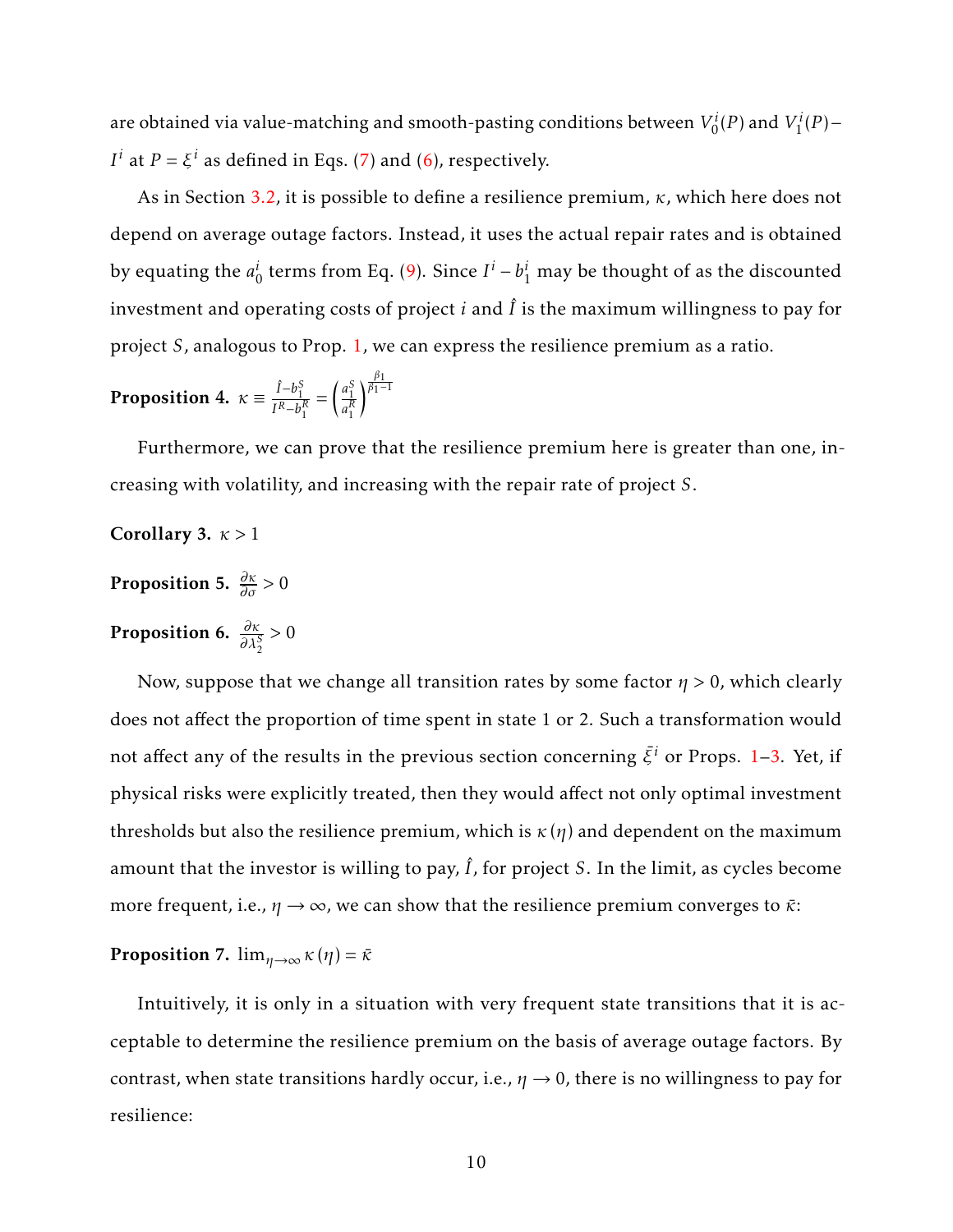are obtained via value-matching and smooth-pasting conditions between $V_0^i(P)$ and $V_1^i(P) - I^i$ at $P = \xi^i$ as defined in Eqs. (7) and (6), respectively.

As in Section 3.2, it is possible to define a resilience premium, $\kappa$, which here does not depend on average outage factors. Instead, it uses the actual repair rates and is obtained by equating the $a_0^i$ terms from Eq. (9). Since $I^i - b_1^i$ may be thought of as the discounted investment and operating costs of project $i$ and $\hat{I}$ is the maximum willingness to pay for project $S$, analogous to Prop. 1, we can express the resilience premium as a ratio.

**Proposition 4.** $\kappa \equiv \frac{\hat{I} - b_1^S}{I^R - b_1^R} = \left(\frac{a_1^S}{a_1^R}\right)^{\frac{\beta_1}{\beta_1 - 1}}$

Furthermore, we can prove that the resilience premium here is greater than one, increasing with volatility, and increasing with the repair rate of project $S$.

**Corollary 3.** $\kappa > 1$

**Proposition 5.** $\frac{\partial \kappa}{\partial \sigma} > 0$

**Proposition 6.** $\frac{\partial \kappa}{\partial \lambda_2^S} > 0$

Now, suppose that we change all transition rates by some factor $\eta > 0$, which clearly does not affect the proportion of time spent in state 1 or 2. Such a transformation would not affect any of the results in the previous section concerning $\bar{\xi}^i$ or Props. 1–3. Yet, if physical risks were explicitly treated, then they would affect not only optimal investment thresholds but also the resilience premium, which is $\kappa(\eta)$ and dependent on the maximum amount that the investor is willing to pay, $\hat{I}$, for project $S$. In the limit, as cycles become more frequent, i.e., $\eta \to \infty$, we can show that the resilience premium converges to $\bar{\kappa}$:

**Proposition 7.** $\lim_{\eta \to \infty} \kappa(\eta) = \bar{\kappa}$

Intuitively, it is only in a situation with very frequent state transitions that it is acceptable to determine the resilience premium on the basis of average outage factors. By contrast, when state transitions hardly occur, i.e., $\eta \to 0$, there is no willingness to pay for resilience: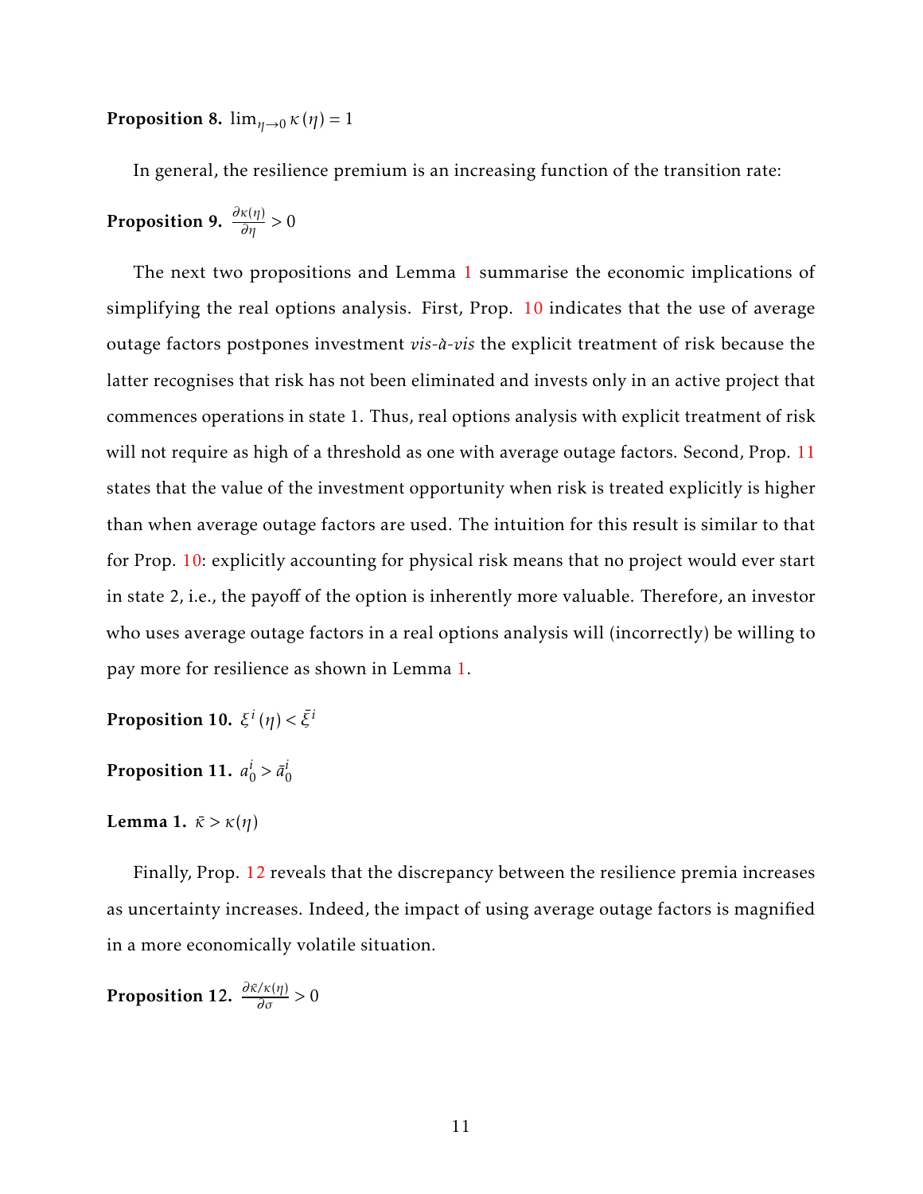**Proposition 8.** $\lim_{\eta \to 0} \kappa(\eta) = 1$

In general, the resilience premium is an increasing function of the transition rate:

**Proposition 9.** $\frac{\partial \kappa(\eta)}{\partial \eta} > 0$

The next two propositions and Lemma 1 summarise the economic implications of simplifying the real options analysis. First, Prop. 10 indicates that the use of average outage factors postpones investment *vis-à-vis* the explicit treatment of risk because the latter recognises that risk has not been eliminated and invests only in an active project that commences operations in state 1. Thus, real options analysis with explicit treatment of risk will not require as high of a threshold as one with average outage factors. Second, Prop. 11 states that the value of the investment opportunity when risk is treated explicitly is higher than when average outage factors are used. The intuition for this result is similar to that for Prop. 10: explicitly accounting for physical risk means that no project would ever start in state 2, i.e., the payoff of the option is inherently more valuable. Therefore, an investor who uses average outage factors in a real options analysis will (incorrectly) be willing to pay more for resilience as shown in Lemma 1.

**Proposition 10.** $\xi^{i}(\eta) < \bar{\xi}^{i}$

**Proposition 11.** $a_0^i > \bar{a}_0^i$

**Lemma 1.** $\bar{\kappa} > \kappa(\eta)$

Finally, Prop. 12 reveals that the discrepancy between the resilience premia increases as uncertainty increases. Indeed, the impact of using average outage factors is magnified in a more economically volatile situation.

**Proposition 12.** $\frac{\partial \bar{\kappa}/\kappa(\eta)}{\partial \sigma} > 0$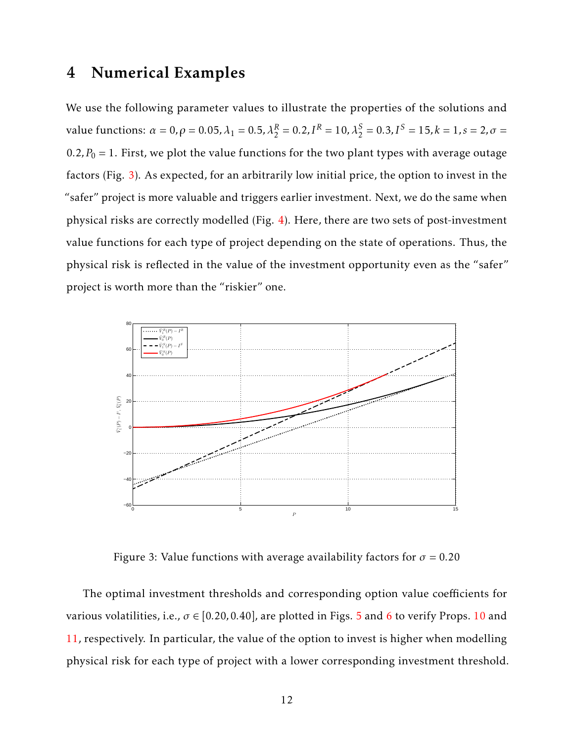## 4 Numerical Examples

We use the following parameter values to illustrate the properties of the solutions and value functions: $\alpha = 0, \rho = 0.05, \lambda_1 = 0.5, \lambda_2^R = 0.2, I^R = 10, \lambda_2^S = 0.3, I^S = 15, k = 1, s = 2, \sigma = 0.2, P_0 = 1$. First, we plot the value functions for the two plant types with average outage factors (Fig. 3). As expected, for an arbitrarily low initial price, the option to invest in the "safer" project is more valuable and triggers earlier investment. Next, we do the same when physical risks are correctly modelled (Fig. 4). Here, there are two sets of post-investment value functions for each type of project depending on the state of operations. Thus, the physical risk is reflected in the value of the investment opportunity even as the "safer" project is worth more than the "riskier" one.

Figure 3: Value functions with average availability factors for $\sigma = 0.20$

The optimal investment thresholds and corresponding option value coefficients for various volatilities, i.e., $\sigma \in [0.20, 0.40]$, are plotted in Figs. 5 and 6 to verify Props. 10 and 11, respectively. In particular, the value of the option to invest is higher when modelling physical risk for each type of project with a lower corresponding investment threshold.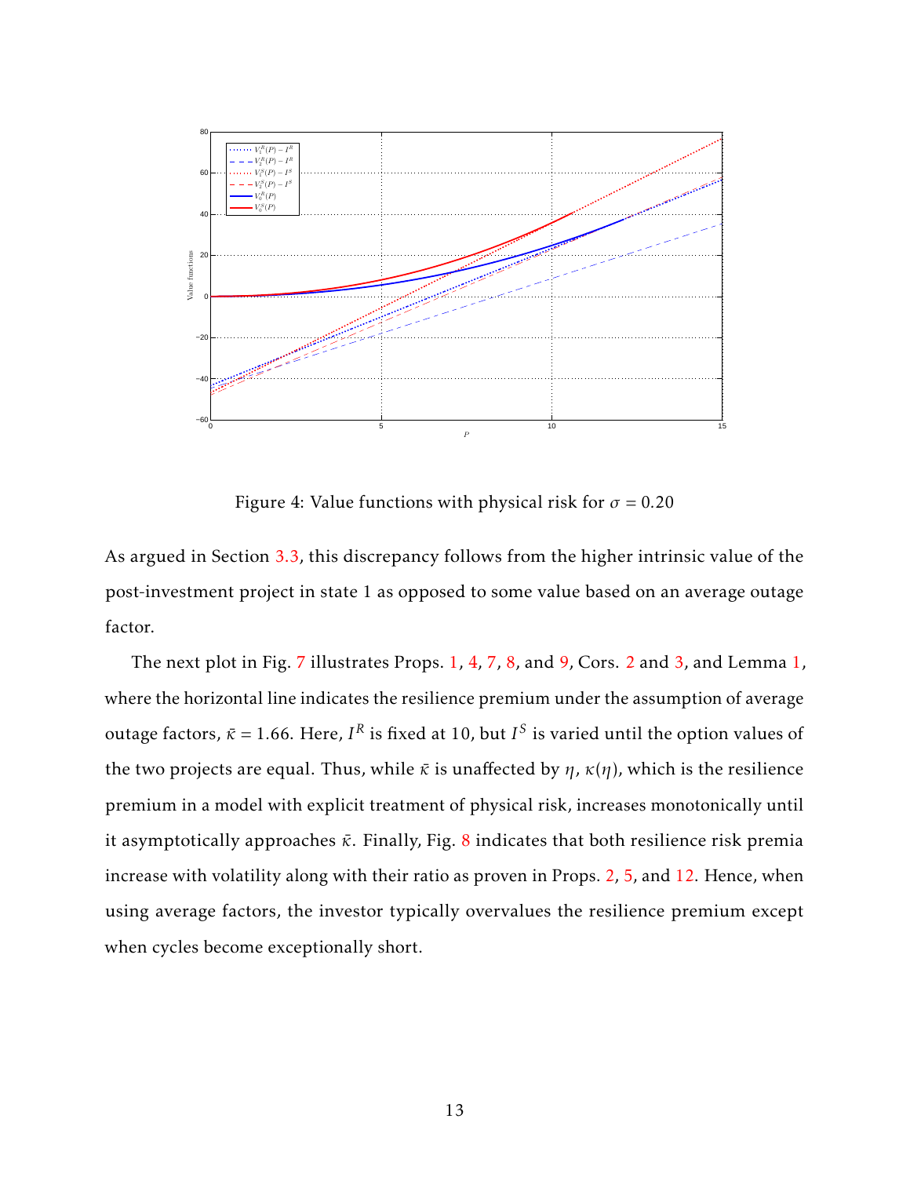Figure 4: Value functions with physical risk for $\sigma = 0.20$

As argued in Section 3.3, this discrepancy follows from the higher intrinsic value of the post-investment project in state 1 as opposed to some value based on an average outage factor.

The next plot in Fig. 7 illustrates Props. 1, 4, 7, 8, and 9, Cors. 2 and 3, and Lemma 1, where the horizontal line indicates the resilience premium under the assumption of average outage factors, $\bar{\kappa} = 1.66$. Here, $I^R$ is fixed at 10, but $I^S$ is varied until the option values of the two projects are equal. Thus, while $\bar{\kappa}$ is unaffected by $\eta$, $\kappa(\eta)$, which is the resilience premium in a model with explicit treatment of physical risk, increases monotonically until it asymptotically approaches $\bar{\kappa}$. Finally, Fig. 8 indicates that both resilience risk premia increase with volatility along with their ratio as proven in Props. 2, 5, and 12. Hence, when using average factors, the investor typically overvalues the resilience premium except when cycles become exceptionally short.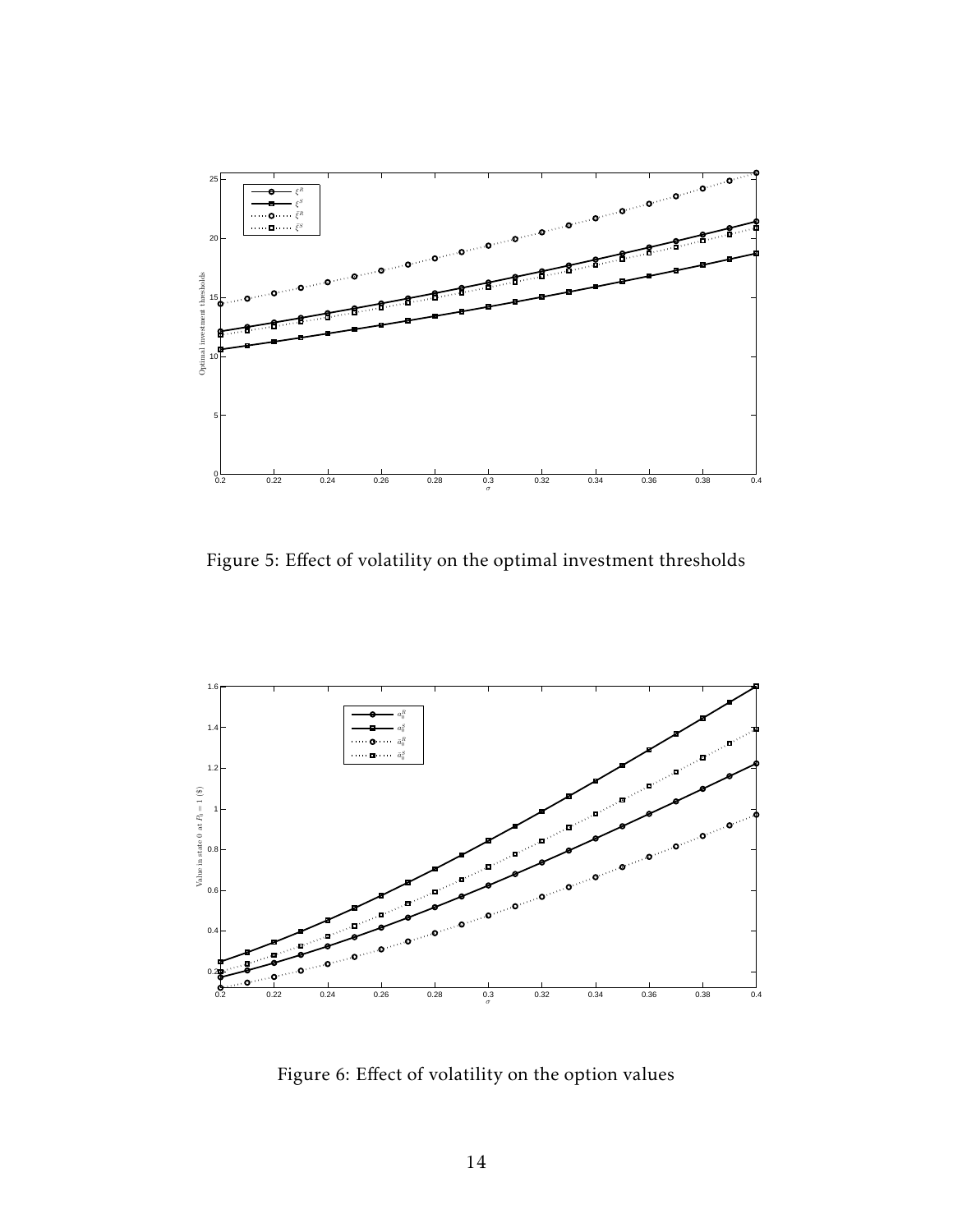Figure 5: Effect of volatility on the optimal investment thresholds

Figure 6: Effect of volatility on the option values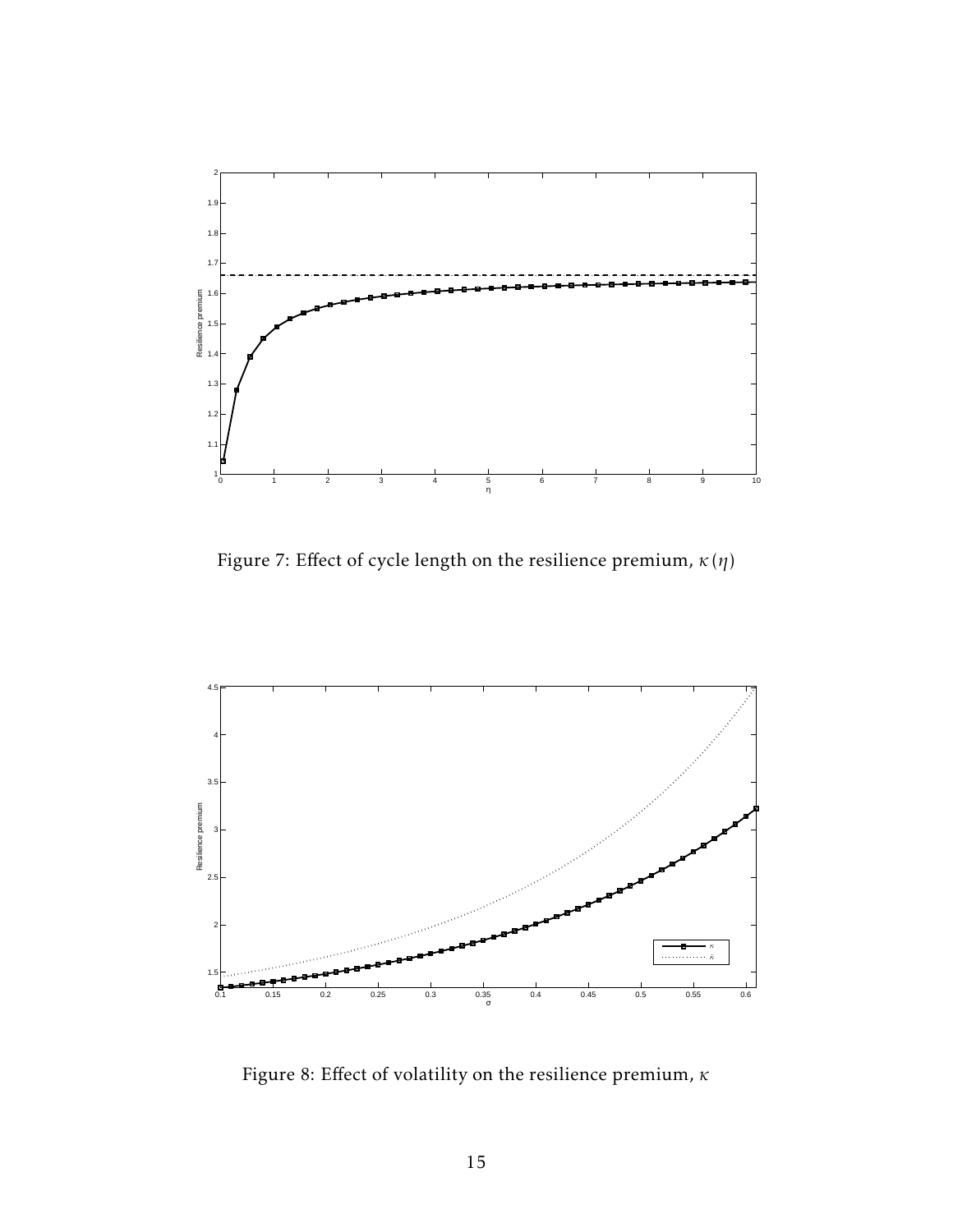Figure 7: Effect of cycle length on the resilience premium, $\kappa(\eta)$

Figure 8: Effect of volatility on the resilience premium, $\kappa$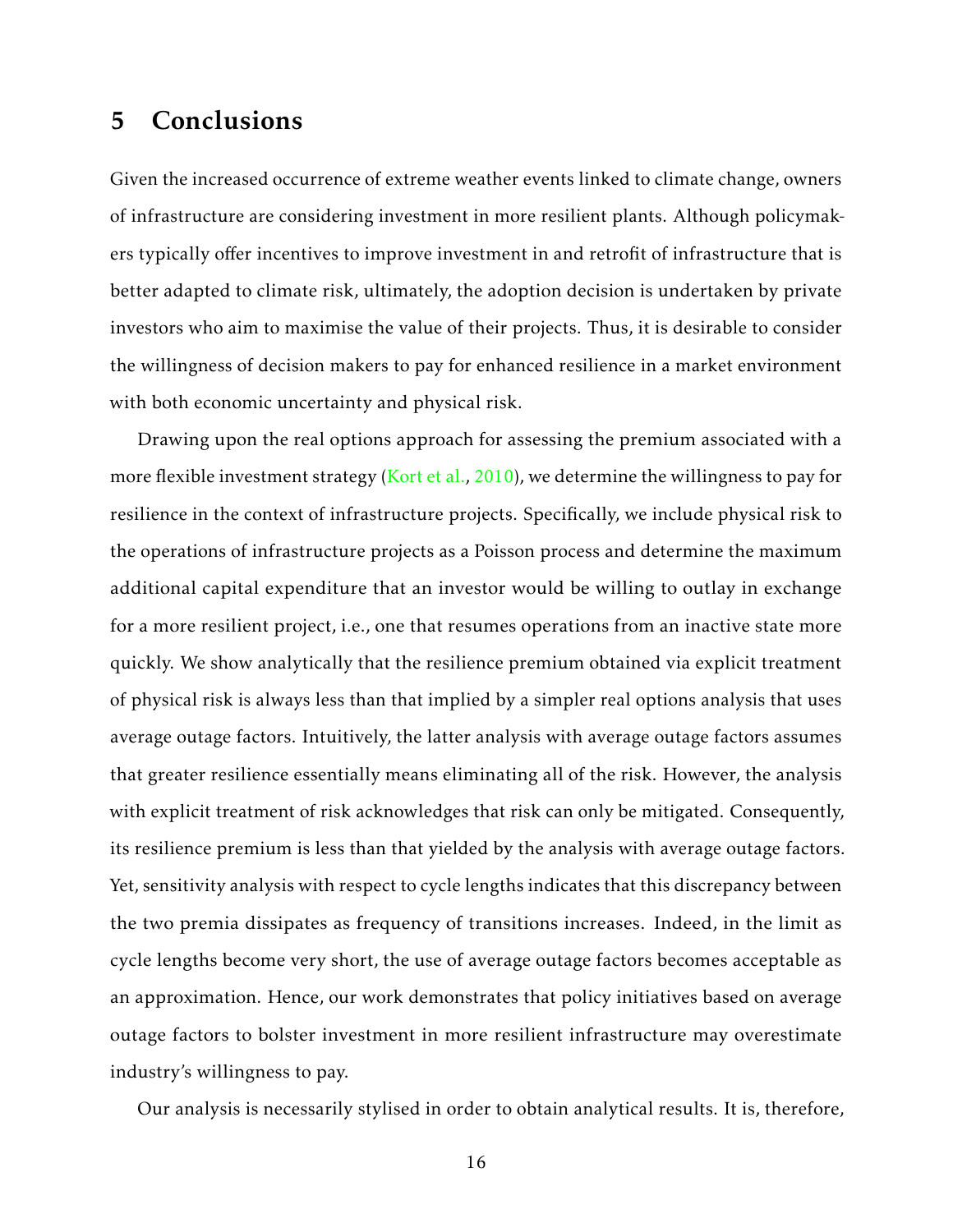## 5 Conclusions

Given the increased occurrence of extreme weather events linked to climate change, owners of infrastructure are considering investment in more resilient plants. Although policymakers typically offer incentives to improve investment in and retrofit of infrastructure that is better adapted to climate risk, ultimately, the adoption decision is undertaken by private investors who aim to maximise the value of their projects. Thus, it is desirable to consider the willingness of decision makers to pay for enhanced resilience in a market environment with both economic uncertainty and physical risk.

Drawing upon the real options approach for assessing the premium associated with a more flexible investment strategy (Kort et al., 2010), we determine the willingness to pay for resilience in the context of infrastructure projects. Specifically, we include physical risk to the operations of infrastructure projects as a Poisson process and determine the maximum additional capital expenditure that an investor would be willing to outlay in exchange for a more resilient project, i.e., one that resumes operations from an inactive state more quickly. We show analytically that the resilience premium obtained via explicit treatment of physical risk is always less than that implied by a simpler real options analysis that uses average outage factors. Intuitively, the latter analysis with average outage factors assumes that greater resilience essentially means eliminating all of the risk. However, the analysis with explicit treatment of risk acknowledges that risk can only be mitigated. Consequently, its resilience premium is less than that yielded by the analysis with average outage factors. Yet, sensitivity analysis with respect to cycle lengths indicates that this discrepancy between the two premia dissipates as frequency of transitions increases. Indeed, in the limit as cycle lengths become very short, the use of average outage factors becomes acceptable as an approximation. Hence, our work demonstrates that policy initiatives based on average outage factors to bolster investment in more resilient infrastructure may overestimate industry's willingness to pay.

Our analysis is necessarily stylised in order to obtain analytical results. It is, therefore,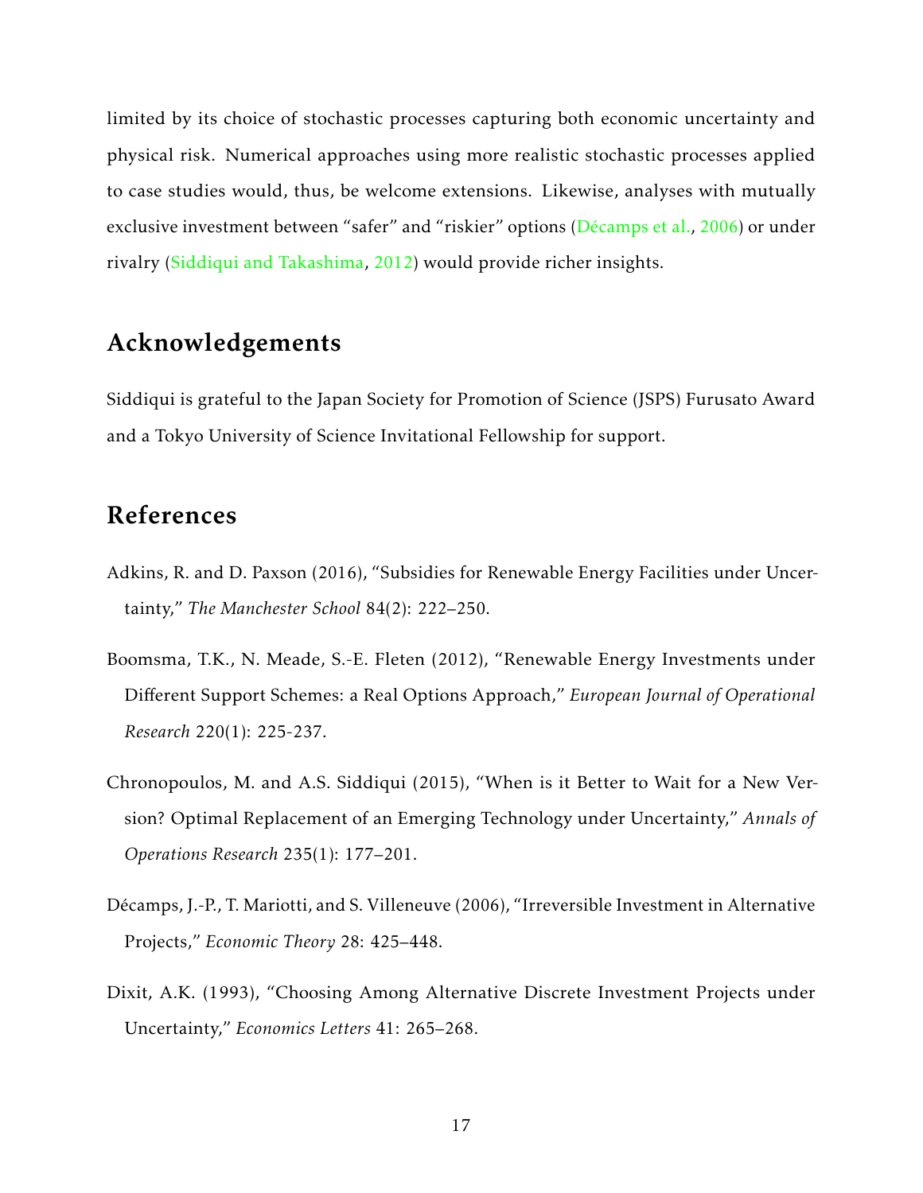limited by its choice of stochastic processes capturing both economic uncertainty and physical risk. Numerical approaches using more realistic stochastic processes applied to case studies would, thus, be welcome extensions. Likewise, analyses with mutually exclusive investment between "safer" and "riskier" options (Décamps et al., 2006) or under rivalry (Siddiqui and Takashima, 2012) would provide richer insights.

## Acknowledgements

Siddiqui is grateful to the Japan Society for Promotion of Science (JSPS) Furusato Award and a Tokyo University of Science Invitational Fellowship for support.

## References

Adkins, R. and D. Paxson (2016), "Subsidies for Renewable Energy Facilities under Uncertainty," *The Manchester School* 84(2): 222–250.

Boomsma, T.K., N. Meade, S.-E. Fleten (2012), "Renewable Energy Investments under Different Support Schemes: a Real Options Approach," *European Journal of Operational Research* 220(1): 225-237.

Chronopoulos, M. and A.S. Siddiqui (2015), "When is it Better to Wait for a New Version? Optimal Replacement of an Emerging Technology under Uncertainty," *Annals of Operations Research* 235(1): 177–201.

Décamps, J.-P., T. Mariotti, and S. Villeneuve (2006), "Irreversible Investment in Alternative Projects," *Economic Theory* 28: 425–448.

Dixit, A.K. (1993), "Choosing Among Alternative Discrete Investment Projects under Uncertainty," *Economics Letters* 41: 265–268.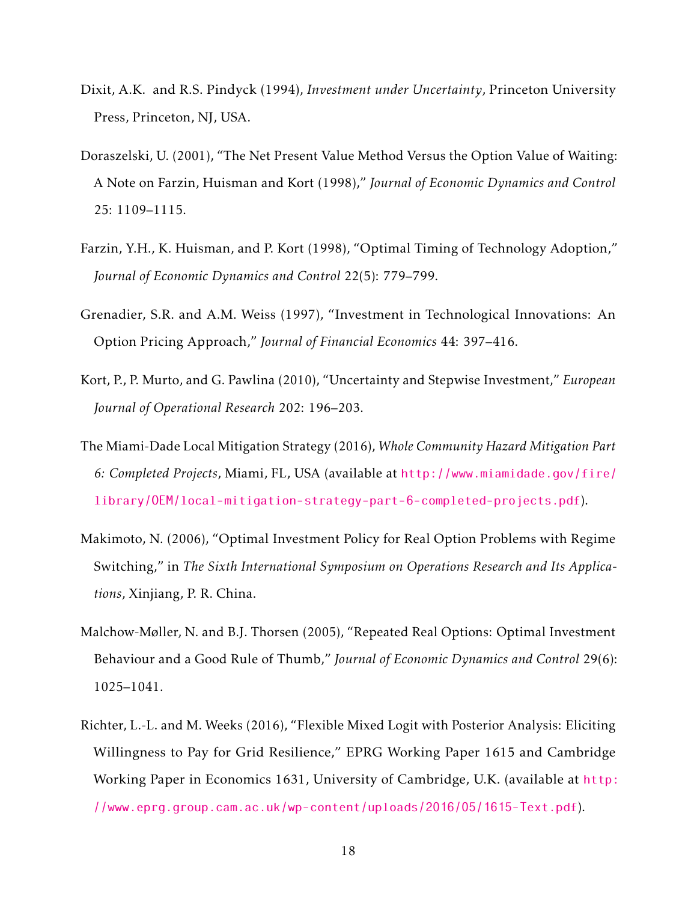Dixit, A.K. and R.S. Pindyck (1994), *Investment under Uncertainty*, Princeton University Press, Princeton, NJ, USA.

Doraszelski, U. (2001), "The Net Present Value Method Versus the Option Value of Waiting: A Note on Farzin, Huisman and Kort (1998)," *Journal of Economic Dynamics and Control* 25: 1109–1115.

Farzin, Y.H., K. Huisman, and P. Kort (1998), "Optimal Timing of Technology Adoption," *Journal of Economic Dynamics and Control* 22(5): 779–799.

Grenadier, S.R. and A.M. Weiss (1997), "Investment in Technological Innovations: An Option Pricing Approach," *Journal of Financial Economics* 44: 397–416.

Kort, P., P. Murto, and G. Pawlina (2010), "Uncertainty and Stepwise Investment," *European Journal of Operational Research* 202: 196–203.

The Miami-Dade Local Mitigation Strategy (2016), *Whole Community Hazard Mitigation Part 6: Completed Projects*, Miami, FL, USA (available at http://www.miamidade.gov/fire/library/OEM/local-mitigation-strategy-part-6-completed-projects.pdf).

Makimoto, N. (2006), "Optimal Investment Policy for Real Option Problems with Regime Switching," in *The Sixth International Symposium on Operations Research and Its Applications*, Xinjiang, P. R. China.

Malchow-Møller, N. and B.J. Thorsen (2005), "Repeated Real Options: Optimal Investment Behaviour and a Good Rule of Thumb," *Journal of Economic Dynamics and Control* 29(6): 1025–1041.

Richter, L.-L. and M. Weeks (2016), "Flexible Mixed Logit with Posterior Analysis: Eliciting Willingness to Pay for Grid Resilience," EPRG Working Paper 1615 and Cambridge Working Paper in Economics 1631, University of Cambridge, U.K. (available at http://www.eprg.group.cam.ac.uk/wp-content/uploads/2016/05/1615-Text.pdf).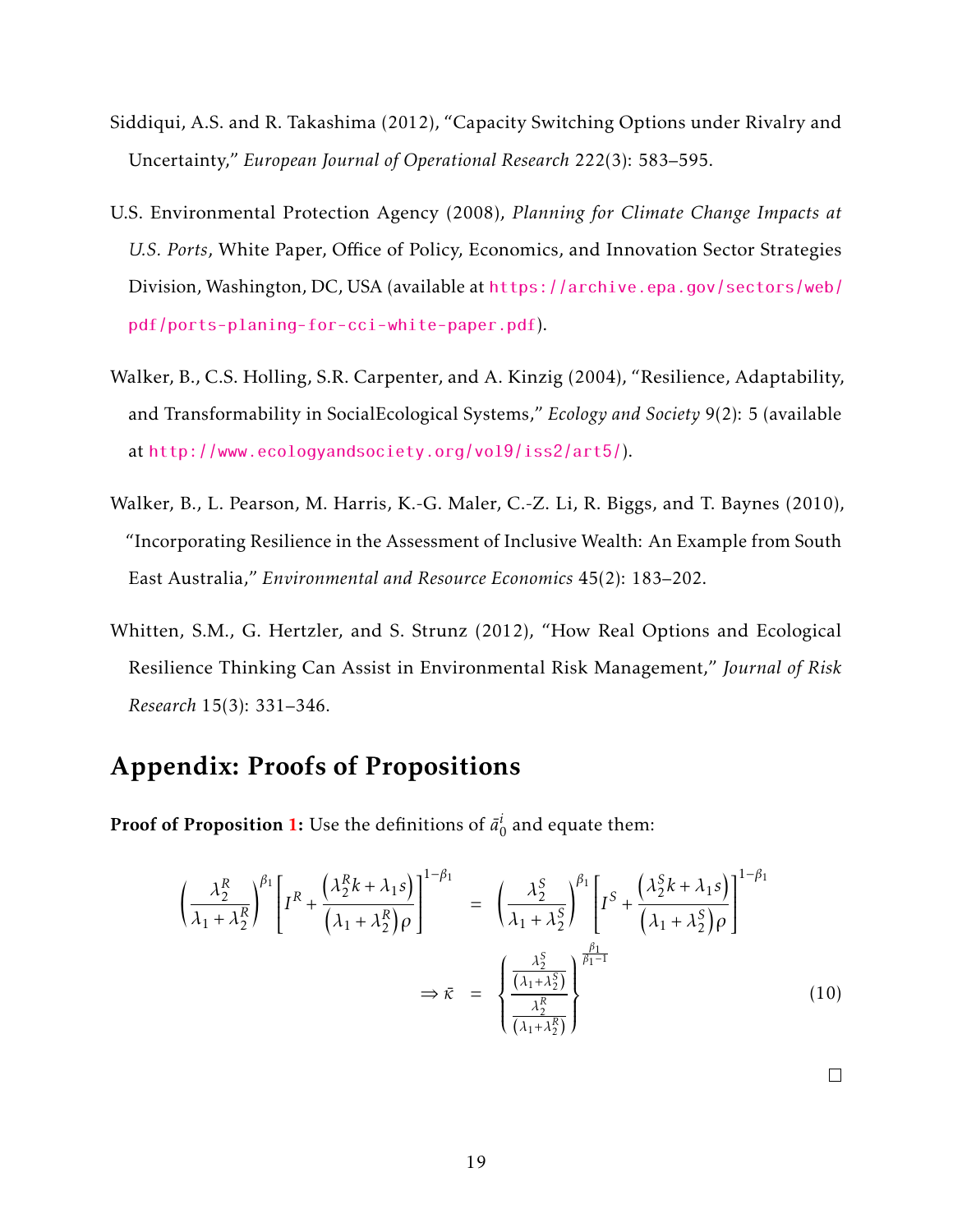Siddiqui, A.S. and R. Takashima (2012), "Capacity Switching Options under Rivalry and Uncertainty," *European Journal of Operational Research* 222(3): 583–595.

U.S. Environmental Protection Agency (2008), *Planning for Climate Change Impacts at U.S. Ports*, White Paper, Office of Policy, Economics, and Innovation Sector Strategies Division, Washington, DC, USA (available at https://archive.epa.gov/sectors/web/pdf/ports-planing-for-cci-white-paper.pdf).

Walker, B., C.S. Holling, S.R. Carpenter, and A. Kinzig (2004), "Resilience, Adaptability, and Transformability in SocialEcological Systems," *Ecology and Society* 9(2): 5 (available at http://www.ecologyandsociety.org/vol9/iss2/art5/).

Walker, B., L. Pearson, M. Harris, K.-G. Maler, C.-Z. Li, R. Biggs, and T. Baynes (2010), "Incorporating Resilience in the Assessment of Inclusive Wealth: An Example from South East Australia," *Environmental and Resource Economics* 45(2): 183–202.

Whitten, S.M., G. Hertzler, and S. Strunz (2012), "How Real Options and Ecological Resilience Thinking Can Assist in Environmental Risk Management," *Journal of Risk Research* 15(3): 331–346.

# Appendix: Proofs of Propositions

**Proof of Proposition 1:** Use the definitions of $\bar{a}_0^i$ and equate them:

$$
\begin{aligned}
\left(\frac{\lambda_2^R}{\lambda_1+\lambda_2^R}\right)^{\beta_1}\left[I^R+\frac{\left(\lambda_2^R k+\lambda_1 s\right)}{\left(\lambda_1+\lambda_2^R\right)\rho}\right]^{1-\beta_1} &= \left(\frac{\lambda_2^S}{\lambda_1+\lambda_2^S}\right)^{\beta_1}\left[I^S+\frac{\left(\lambda_2^S k+\lambda_1 s\right)}{\left(\lambda_1+\lambda_2^S\right)\rho}\right]^{1-\beta_1} \\
\Rightarrow \bar{\kappa} &= \left\{\frac{\frac{\lambda_2^S}{\left(\lambda_1+\lambda_2^S\right)}}{\frac{\lambda_2^R}{\left(\lambda_1+\lambda_2^R\right)}}\right\}^{\frac{\beta_1}{\beta_1-1}} \qquad (10)
\end{aligned}
$$

□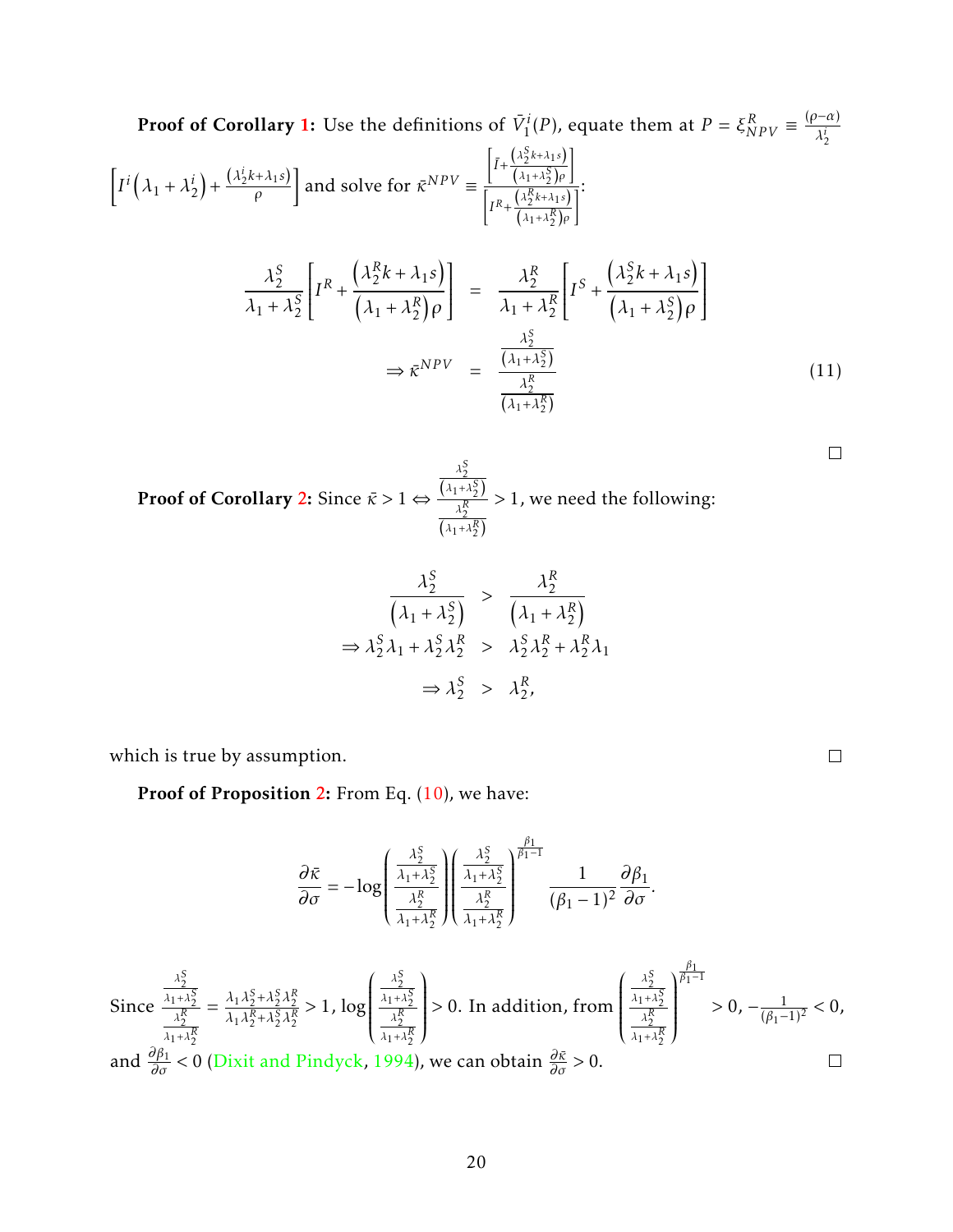**Proof of Corollary 1:** Use the definitions of $\bar{V}_1^i(P)$, equate them at $P = \xi_{NPV}^R \equiv \frac{(\rho-\alpha)}{\lambda_2^i}\left[I^i\left(\lambda_1+\lambda_2^i\right)+\frac{(\lambda_2^i k+\lambda_1 s)}{\rho}\right]$ and solve for $\bar{\kappa}^{NPV} \equiv \frac{\left[\bar{I}+\frac{\left(\lambda_2^S k+\lambda_1 s\right)}{\left(\lambda_1+\lambda_2^S\right)\rho}\right]}{\left[I^R+\frac{\left(\lambda_2^R k+\lambda_1 s\right)}{\left(\lambda_1+\lambda_2^R\right)\rho}\right]}$:

$$
\begin{aligned}
\frac{\lambda_2^S}{\lambda_1+\lambda_2^S}\left[I^R+\frac{\left(\lambda_2^R k+\lambda_1 s\right)}{\left(\lambda_1+\lambda_2^R\right)\rho}\right] &= \frac{\lambda_2^R}{\lambda_1+\lambda_2^R}\left[I^S+\frac{\left(\lambda_2^S k+\lambda_1 s\right)}{\left(\lambda_1+\lambda_2^S\right)\rho}\right] \\
\Rightarrow \bar{\kappa}^{NPV} &= \frac{\frac{\lambda_2^S}{\left(\lambda_1+\lambda_2^S\right)}}{\frac{\lambda_2^R}{\left(\lambda_1+\lambda_2^R\right)}} \qquad (11)
\end{aligned}
$$

□

**Proof of Corollary 2:** Since $\bar{\kappa} > 1 \Leftrightarrow \frac{\frac{\lambda_2^S}{\left(\lambda_1+\lambda_2^S\right)}}{\frac{\lambda_2^R}{\left(\lambda_1+\lambda_2^R\right)}} > 1$, we need the following:

$$
\begin{aligned}
\frac{\lambda_2^S}{\left(\lambda_1+\lambda_2^S\right)} &> \frac{\lambda_2^R}{\left(\lambda_1+\lambda_2^R\right)} \\
\Rightarrow \lambda_2^S\lambda_1+\lambda_2^S\lambda_2^R &> \lambda_2^S\lambda_2^R+\lambda_2^R\lambda_1 \\
\Rightarrow \lambda_2^S &> \lambda_2^R,
\end{aligned}
$$

which is true by assumption. □

**Proof of Proposition 2:** From Eq. (10), we have:

$$
\frac{\partial \bar{\kappa}}{\partial \sigma} = -\log\left(\frac{\frac{\lambda_2^S}{\lambda_1+\lambda_2^S}}{\frac{\lambda_2^R}{\lambda_1+\lambda_2^R}}\right)\left(\frac{\frac{\lambda_2^S}{\lambda_1+\lambda_2^S}}{\frac{\lambda_2^R}{\lambda_1+\lambda_2^R}}\right)^{\frac{\beta_1}{\beta_1-1}} \frac{1}{(\beta_1-1)^2}\frac{\partial \beta_1}{\partial \sigma}.
$$

Since $\frac{\frac{\lambda_2^S}{\lambda_1+\lambda_2^S}}{\frac{\lambda_2^R}{\lambda_1+\lambda_2^R}} = \frac{\lambda_1\lambda_2^S+\lambda_2^S\lambda_2^R}{\lambda_1\lambda_2^R+\lambda_2^S\lambda_2^R} > 1$, $\log\left(\frac{\frac{\lambda_2^S}{\lambda_1+\lambda_2^S}}{\frac{\lambda_2^R}{\lambda_1+\lambda_2^R}}\right) > 0$. In addition, from $\left(\frac{\frac{\lambda_2^S}{\lambda_1+\lambda_2^S}}{\frac{\lambda_2^R}{\lambda_1+\lambda_2^R}}\right)^{\frac{\beta_1}{\beta_1-1}} > 0$, $-\frac{1}{(\beta_1-1)^2} < 0$, and $\frac{\partial \beta_1}{\partial \sigma} < 0$ (Dixit and Pindyck, 1994), we can obtain $\frac{\partial \bar{\kappa}}{\partial \sigma} > 0$. □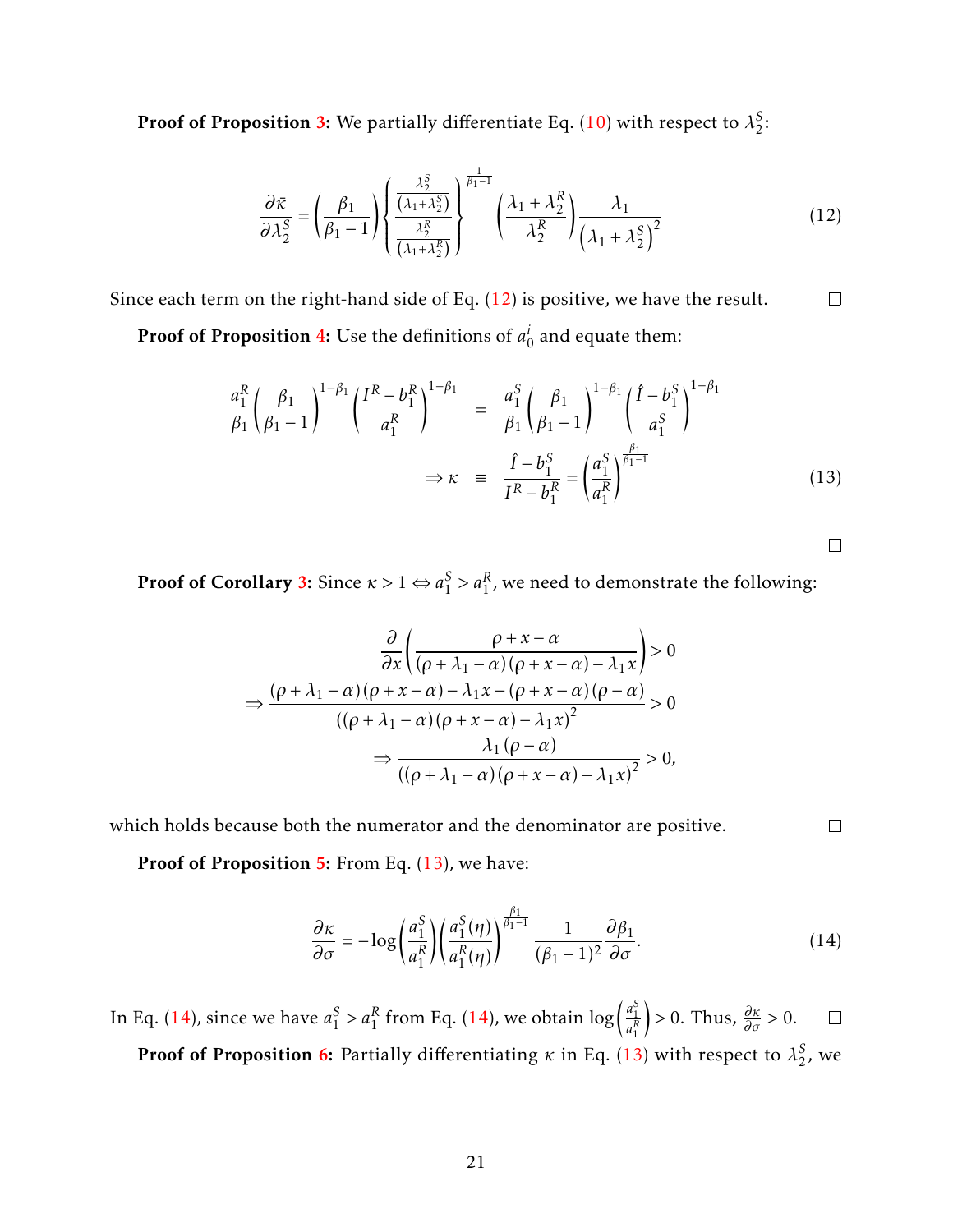**Proof of Proposition 3:** We partially differentiate Eq. (10) with respect to $\lambda_2^S$:

$$\frac{\partial \bar{\kappa}}{\partial \lambda_2^S} = \left(\frac{\beta_1}{\beta_1 - 1}\right) \left\{ \frac{\frac{\lambda_2^S}{(\lambda_1 + \lambda_2^S)}}{\frac{\lambda_2^R}{(\lambda_1 + \lambda_2^R)}} \right\}^{\frac{1}{\beta_1 - 1}} \left(\frac{\lambda_1 + \lambda_2^R}{\lambda_2^R}\right) \frac{\lambda_1}{\left(\lambda_1 + \lambda_2^S\right)^2} \tag{12}$$

Since each term on the right-hand side of Eq. (12) is positive, we have the result. □

**Proof of Proposition 4:** Use the definitions of $a_0^i$ and equate them:

$$\begin{aligned} \frac{a_1^R}{\beta_1}\left(\frac{\beta_1}{\beta_1 - 1}\right)^{1-\beta_1}\left(\frac{I^R - b_1^R}{a_1^R}\right)^{1-\beta_1} &= \frac{a_1^S}{\beta_1}\left(\frac{\beta_1}{\beta_1 - 1}\right)^{1-\beta_1}\left(\frac{\hat{I} - b_1^S}{a_1^S}\right)^{1-\beta_1} \\ \Rightarrow \kappa &\equiv \frac{\hat{I} - b_1^S}{I^R - b_1^R} = \left(\frac{a_1^S}{a_1^R}\right)^{\frac{\beta_1}{\beta_1 - 1}} \end{aligned} \tag{13}$$

□

**Proof of Corollary 3:** Since $\kappa > 1 \Leftrightarrow a_1^S > a_1^R$, we need to demonstrate the following:

$$\begin{aligned} &\frac{\partial}{\partial x}\left(\frac{\rho + x - \alpha}{(\rho + \lambda_1 - \alpha)(\rho + x - \alpha) - \lambda_1 x}\right) > 0 \\ \Rightarrow &\frac{(\rho + \lambda_1 - \alpha)(\rho + x - \alpha) - \lambda_1 x - (\rho + x - \alpha)(\rho - \alpha)}{((\rho + \lambda_1 - \alpha)(\rho + x - \alpha) - \lambda_1 x)^2} > 0 \\ \Rightarrow &\frac{\lambda_1(\rho - \alpha)}{((\rho + \lambda_1 - \alpha)(\rho + x - \alpha) - \lambda_1 x)^2} > 0, \end{aligned}$$

which holds because both the numerator and the denominator are positive. □

**Proof of Proposition 5:** From Eq. (13), we have:

$$\frac{\partial \kappa}{\partial \sigma} = -\log\left(\frac{a_1^S}{a_1^R}\right)\left(\frac{a_1^S(\eta)}{a_1^R(\eta)}\right)^{\frac{\beta_1}{\beta_1 - 1}} \frac{1}{(\beta_1 - 1)^2}\frac{\partial \beta_1}{\partial \sigma}. \tag{14}$$

In Eq. (14), since we have $a_1^S > a_1^R$ from Eq. (14), we obtain $\log\left(\frac{a_1^S}{a_1^R}\right) > 0$. Thus, $\frac{\partial \kappa}{\partial \sigma} > 0$. □

**Proof of Proposition 6:** Partially differentiating $\kappa$ in Eq. (13) with respect to $\lambda_2^S$, we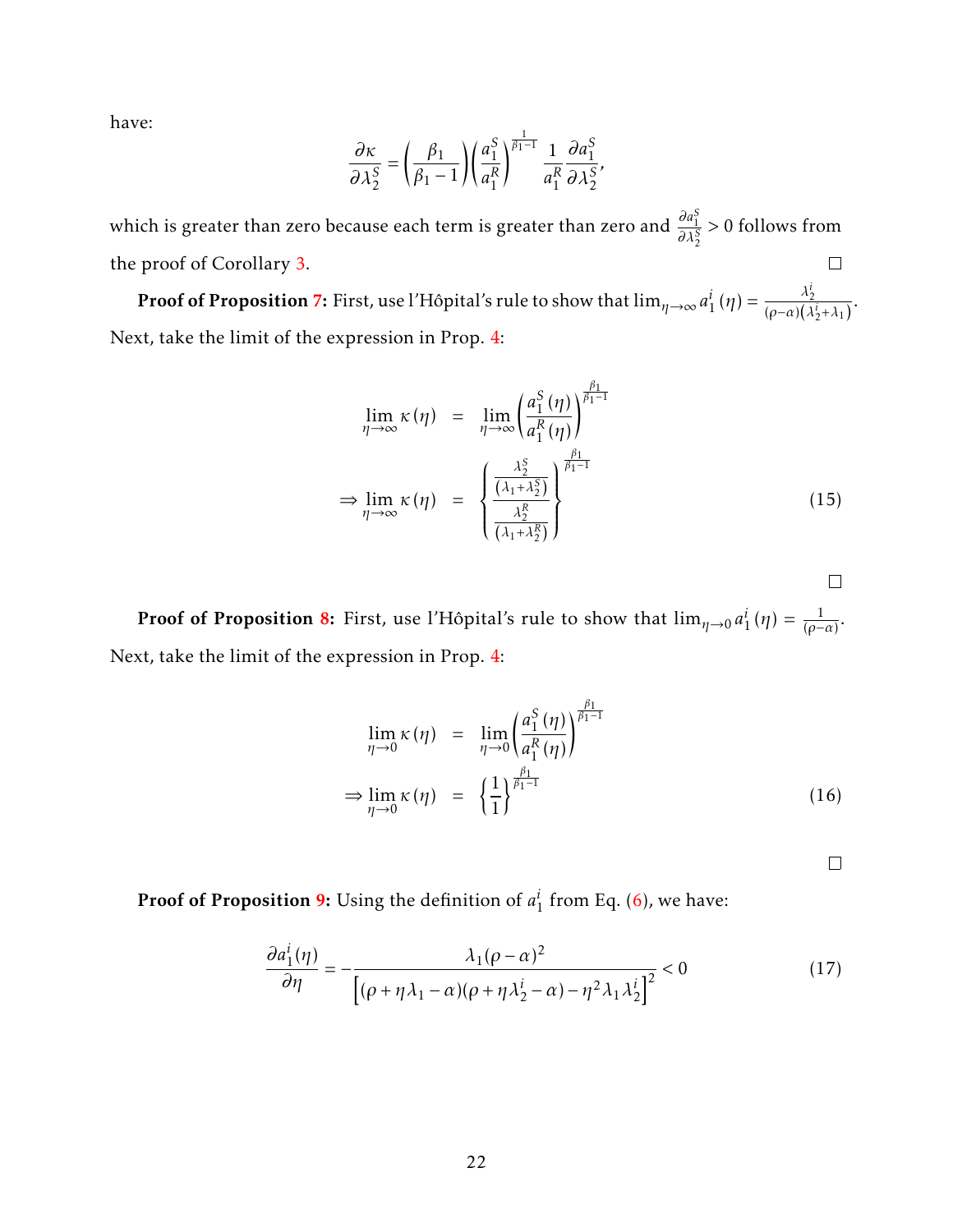have:

$$\frac{\partial \kappa}{\partial \lambda_2^S} = \left(\frac{\beta_1}{\beta_1 - 1}\right)\left(\frac{a_1^S}{a_1^R}\right)^{\frac{1}{\beta_1 - 1}} \frac{1}{a_1^R}\frac{\partial a_1^S}{\partial \lambda_2^S},$$

which is greater than zero because each term is greater than zero and $\frac{\partial a_1^S}{\partial \lambda_2^S} > 0$ follows from the proof of Corollary 3. □

**Proof of Proposition 7:** First, use l'Hôpital's rule to show that $\lim_{\eta \to \infty} a_1^i(\eta) = \frac{\lambda_2^i}{(\rho - \alpha)(\lambda_2^i + \lambda_1)}$. Next, take the limit of the expression in Prop. 4:

$$\begin{aligned}
\lim_{\eta \to \infty} \kappa(\eta) &= \lim_{\eta \to \infty} \left(\frac{a_1^S(\eta)}{a_1^R(\eta)}\right)^{\frac{\beta_1}{\beta_1 - 1}} \\
\Rightarrow \lim_{\eta \to \infty} \kappa(\eta) &= \left\{\frac{\frac{\lambda_2^S}{(\lambda_1 + \lambda_2^S)}}{\frac{\lambda_2^R}{(\lambda_1 + \lambda_2^R)}}\right\}^{\frac{\beta_1}{\beta_1 - 1}}
\end{aligned} \tag{15}$$

□

**Proof of Proposition 8:** First, use l'Hôpital's rule to show that $\lim_{\eta \to 0} a_1^i(\eta) = \frac{1}{(\rho - \alpha)}$. Next, take the limit of the expression in Prop. 4:

$$\begin{aligned}
\lim_{\eta \to 0} \kappa(\eta) &= \lim_{\eta \to 0} \left(\frac{a_1^S(\eta)}{a_1^R(\eta)}\right)^{\frac{\beta_1}{\beta_1 - 1}} \\
\Rightarrow \lim_{\eta \to 0} \kappa(\eta) &= \left\{\frac{1}{1}\right\}^{\frac{\beta_1}{\beta_1 - 1}}
\end{aligned} \tag{16}$$

□

**Proof of Proposition 9:** Using the definition of $a_1^i$ from Eq. (6), we have:

$$\frac{\partial a_1^i(\eta)}{\partial \eta} = -\frac{\lambda_1(\rho - \alpha)^2}{\left[(\rho + \eta\lambda_1 - \alpha)(\rho + \eta\lambda_2^i - \alpha) - \eta^2\lambda_1\lambda_2^i\right]^2} < 0 \tag{17}$$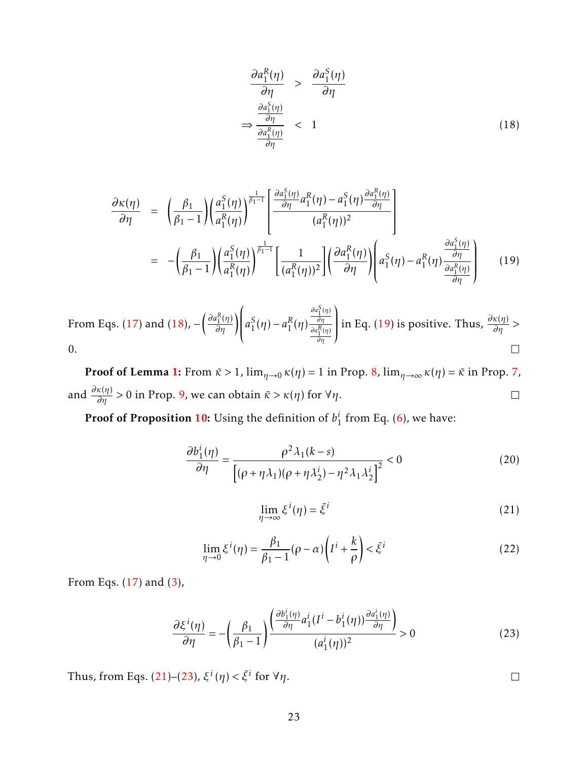$$
\begin{aligned}
\frac{\partial a_1^R(\eta)}{\partial \eta} &> \frac{\partial a_1^S(\eta)}{\partial \eta} \\
\Rightarrow \frac{\frac{\partial a_1^S(\eta)}{\partial \eta}}{\frac{\partial a_1^R(\eta)}{\partial \eta}} &< 1
\end{aligned}
\tag{18}
$$

$$
\begin{aligned}
\frac{\partial \kappa(\eta)}{\partial \eta} &= \left(\frac{\beta_1}{\beta_1 - 1}\right)\left(\frac{a_1^S(\eta)}{a_1^R(\eta)}\right)^{\frac{1}{\beta_1 - 1}} \left[\frac{\frac{\partial a_1^S(\eta)}{\partial \eta} a_1^R(\eta) - a_1^S(\eta)\frac{\partial a_1^R(\eta)}{\partial \eta}}{(a_1^R(\eta))^2}\right] \\
&= -\left(\frac{\beta_1}{\beta_1 - 1}\right)\left(\frac{a_1^S(\eta)}{a_1^R(\eta)}\right)^{\frac{1}{\beta_1 - 1}} \left[\frac{1}{(a_1^R(\eta))^2}\right]\left(\frac{\partial a_1^R(\eta)}{\partial \eta}\right)\left(a_1^S(\eta) - a_1^R(\eta)\frac{\frac{\partial a_1^S(\eta)}{\partial \eta}}{\frac{\partial a_1^R(\eta)}{\partial \eta}}\right)
\end{aligned}
\tag{19}
$$

From Eqs. (17) and (18), $-\left(\frac{\partial a_1^R(\eta)}{\partial \eta}\right)\left(a_1^S(\eta) - a_1^R(\eta)\frac{\frac{\partial a_1^S(\eta)}{\partial \eta}}{\frac{\partial a_1^R(\eta)}{\partial \eta}}\right)$ in Eq. (19) is positive. Thus, $\frac{\partial \kappa(\eta)}{\partial \eta} > 0$. □

**Proof of Lemma 1:** From $\bar{\kappa} > 1$, $\lim_{\eta \to 0} \kappa(\eta) = 1$ in Prop. 8, $\lim_{\eta \to \infty} \kappa(\eta) = \bar{\kappa}$ in Prop. 7, and $\frac{\partial \kappa(\eta)}{\partial \eta} > 0$ in Prop. 9, we can obtain $\bar{\kappa} > \kappa(\eta)$ for $\forall \eta$. □

**Proof of Proposition 10:** Using the definition of $b_1^i$ from Eq. (6), we have:

$$
\frac{\partial b_1^i(\eta)}{\partial \eta} = \frac{\rho^2 \lambda_1 (k - s)}{\left[(\rho + \eta\lambda_1)(\rho + \eta\lambda_2^i) - \eta^2 \lambda_1 \lambda_2^i\right]^2} < 0 \tag{20}
$$

$$
\lim_{\eta \to \infty} \xi^i(\eta) = \bar{\xi}^i \tag{21}
$$

$$
\lim_{\eta \to 0} \xi^i(\eta) = \frac{\beta_1}{\beta_1 - 1}(\rho - \alpha)\left(I^i + \frac{k}{\rho}\right) < \bar{\xi}^i \tag{22}
$$

From Eqs. (17) and (3),

$$
\frac{\partial \xi^i(\eta)}{\partial \eta} = -\left(\frac{\beta_1}{\beta_1 - 1}\right)\frac{\left(\frac{\partial b_1^i(\eta)}{\partial \eta} a_1^i (I^i - b_1^i(\eta))\frac{\partial a_1^i(\eta)}{\partial \eta}\right)}{(a_1^i(\eta))^2} > 0 \tag{23}
$$

Thus, from Eqs. (21)–(23), $\xi^i(\eta) < \bar{\xi}^i$ for $\forall \eta$. □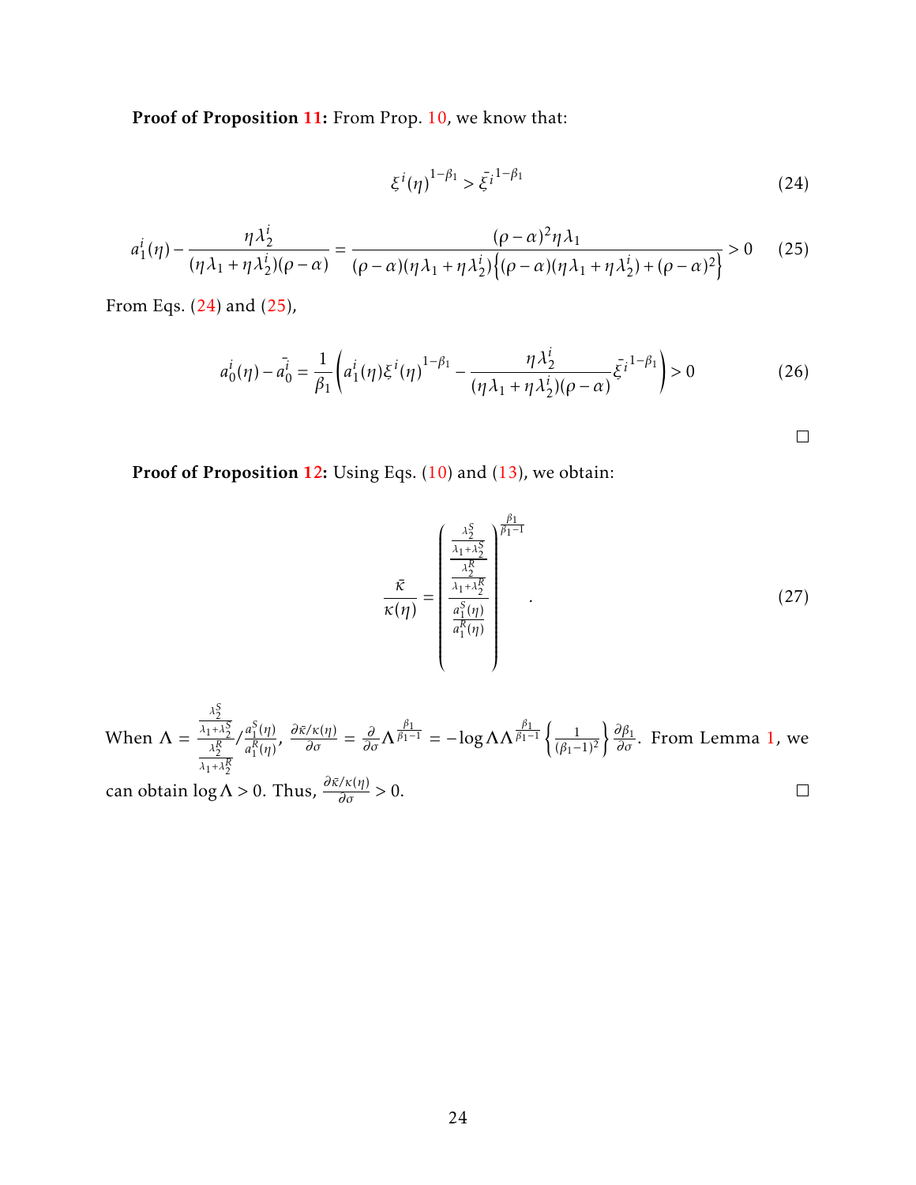**Proof of Proposition 11:** From Prop. 10, we know that:

$$\xi^i(\eta)^{1-\beta_1} > \bar{\xi^i}^{1-\beta_1} \tag{24}$$

$$a_1^i(\eta) - \frac{\eta\lambda_2^i}{(\eta\lambda_1 + \eta\lambda_2^i)(\rho-\alpha)} = \frac{(\rho-\alpha)^2\eta\lambda_1}{(\rho-\alpha)(\eta\lambda_1+\eta\lambda_2^i)\left\{(\rho-\alpha)(\eta\lambda_1+\eta\lambda_2^i)+(\rho-\alpha)^2\right\}} > 0 \tag{25}$$

From Eqs. (24) and (25),

$$a_0^i(\eta) - \bar{a_0^i} = \frac{1}{\beta_1}\left(a_1^i(\eta)\xi^i(\eta)^{1-\beta_1} - \frac{\eta\lambda_2^i}{(\eta\lambda_1+\eta\lambda_2^i)(\rho-\alpha)}\bar{\xi^i}^{1-\beta_1}\right) > 0 \tag{26}$$

□

**Proof of Proposition 12:** Using Eqs. (10) and (13), we obtain:

$$\frac{\bar{\kappa}}{\kappa(\eta)} = \left(\frac{\frac{\frac{\lambda_2^S}{\lambda_1+\lambda_2^S}}{\frac{\lambda_2^R}{\lambda_1+\lambda_2^R}}}{\frac{a_1^S(\eta)}{a_1^R(\eta)}}\right)^{\frac{\beta_1}{\beta_1-1}}. \tag{27}$$

When $\Lambda = \frac{\frac{\lambda_2^S}{\lambda_1+\lambda_2^S}}{\frac{\lambda_2^R}{\lambda_1+\lambda_2^R}} / \frac{a_1^S(\eta)}{a_1^R(\eta)}$, $\frac{\partial\bar{\kappa}/\kappa(\eta)}{\partial\sigma} = \frac{\partial}{\partial\sigma}\Lambda^{\frac{\beta_1}{\beta_1-1}} = -\log\Lambda\Lambda^{\frac{\beta_1}{\beta_1-1}}\left\{\frac{1}{(\beta_1-1)^2}\right\}\frac{\partial\beta_1}{\partial\sigma}$. From Lemma 1, we can obtain $\log\Lambda > 0$. Thus, $\frac{\partial\bar{\kappa}/\kappa(\eta)}{\partial\sigma} > 0$.

□